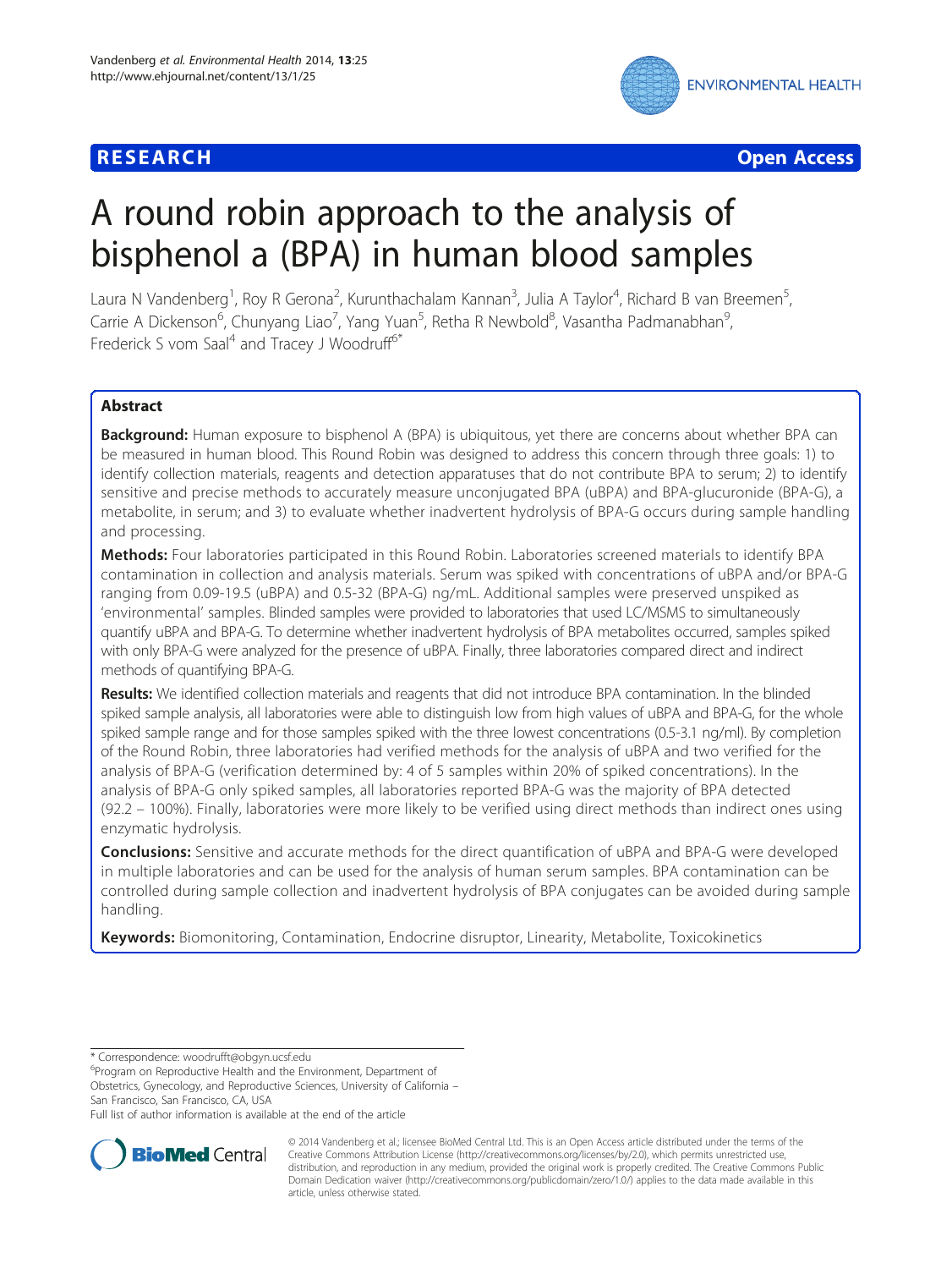RESEARCH | Open Access

# A round robin approach to the analysis of bisphenol a (BPA) in human blood samples

Laura N Vandenberg[1], Roy R Gerona[2], Kurunthachalam Kannan[3], Julia A Taylor[4], Richard B van Breemen[5], Carrie A Dickenson[6], Chunyang Liao[7], Yang Yuan[5], Retha R Newbold[8], Vasantha Padmanabhan[9], Frederick S vom Saal[4] and Tracey J Woodruff[6*]

## Abstract

**Background:** Human exposure to bisphenol A (BPA) is ubiquitous, yet there are concerns about whether BPA can be measured in human blood. This Round Robin was designed to address this concern through three goals: 1) to identify collection materials, reagents and detection apparatuses that do not contribute BPA to serum; 2) to identify sensitive and precise methods to accurately measure unconjugated BPA (uBPA) and BPA-glucuronide (BPA-G), a metabolite, in serum; and 3) to evaluate whether inadvertent hydrolysis of BPA-G occurs during sample handling and processing.

**Methods:** Four laboratories participated in this Round Robin. Laboratories screened materials to identify BPA contamination in collection and analysis materials. Serum was spiked with concentrations of uBPA and/or BPA-G ranging from 0.09-19.5 (uBPA) and 0.5-32 (BPA-G) ng/mL. Additional samples were preserved unspiked as 'environmental' samples. Blinded samples were provided to laboratories that used LC/MSMS to simultaneously quantify uBPA and BPA-G. To determine whether inadvertent hydrolysis of BPA metabolites occurred, samples spiked with only BPA-G were analyzed for the presence of uBPA. Finally, three laboratories compared direct and indirect methods of quantifying BPA-G.

**Results:** We identified collection materials and reagents that did not introduce BPA contamination. In the blinded spiked sample analysis, all laboratories were able to distinguish low from high values of uBPA and BPA-G, for the whole spiked sample range and for those samples spiked with the three lowest concentrations (0.5-3.1 ng/ml). By completion of the Round Robin, three laboratories had verified methods for the analysis of uBPA and two verified for the analysis of BPA-G (verification determined by: 4 of 5 samples within 20% of spiked concentrations). In the analysis of BPA-G only spiked samples, all laboratories reported BPA-G was the majority of BPA detected (92.2 – 100%). Finally, laboratories were more likely to be verified using direct methods than indirect ones using enzymatic hydrolysis.

**Conclusions:** Sensitive and accurate methods for the direct quantification of uBPA and BPA-G were developed in multiple laboratories and can be used for the analysis of human serum samples. BPA contamination can be controlled during sample collection and inadvertent hydrolysis of BPA conjugates can be avoided during sample handling.

**Keywords:** Biomonitoring, Contamination, Endocrine disruptor, Linearity, Metabolite, Toxicokinetics

---

\* Correspondence: woodrufft@obgyn.ucsf.edu

[6]Program on Reproductive Health and the Environment, Department of Obstetrics, Gynecology, and Reproductive Sciences, University of California – San Francisco, San Francisco, CA, USA

Full list of author information is available at the end of the article

© 2014 Vandenberg et al.; licensee BioMed Central Ltd. This is an Open Access article distributed under the terms of the Creative Commons Attribution License (http://creativecommons.org/licenses/by/2.0), which permits unrestricted use, distribution, and reproduction in any medium, provided the original work is properly credited. The Creative Commons Public Domain Dedication waiver (http://creativecommons.org/publicdomain/zero/1.0/) applies to the data made available in this article, unless otherwise stated.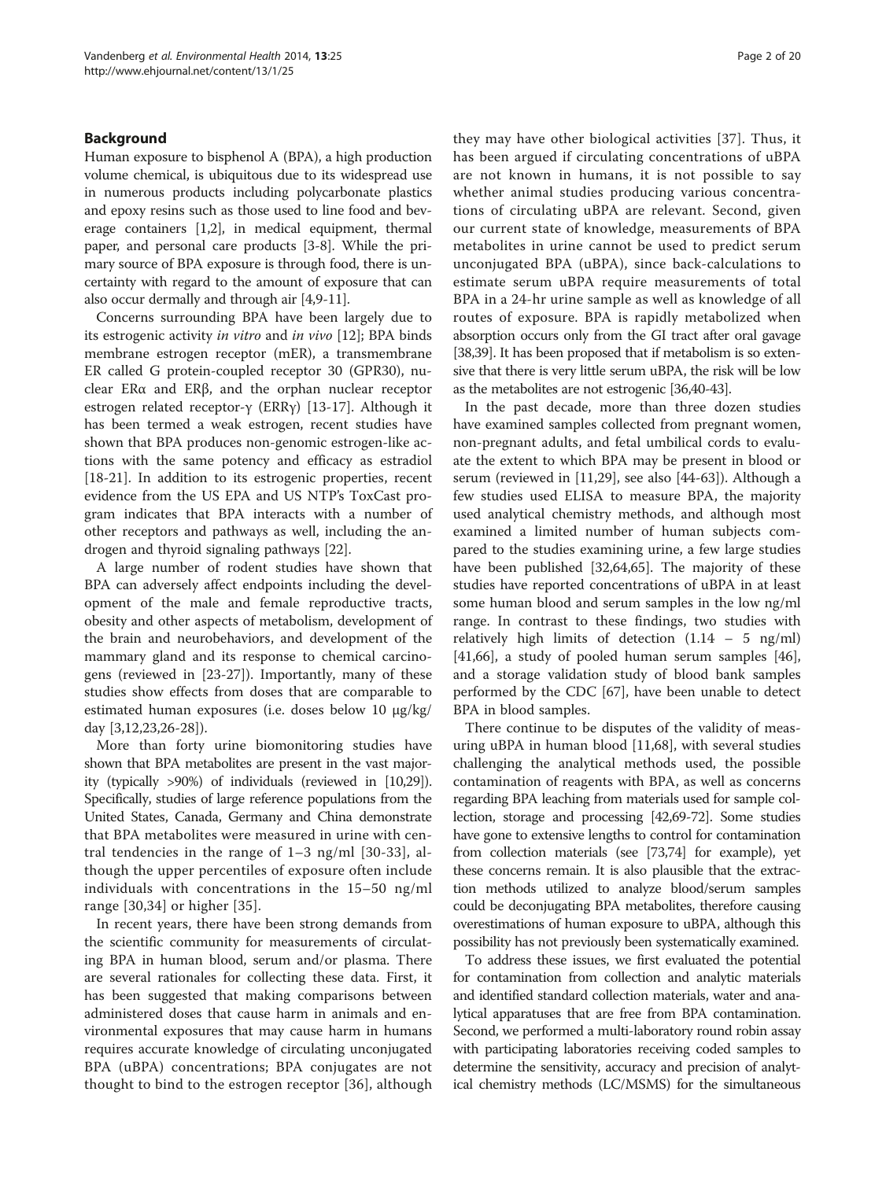## Background

Human exposure to bisphenol A (BPA), a high production volume chemical, is ubiquitous due to its widespread use in numerous products including polycarbonate plastics and epoxy resins such as those used to line food and beverage containers [1,2], in medical equipment, thermal paper, and personal care products [3-8]. While the primary source of BPA exposure is through food, there is uncertainty with regard to the amount of exposure that can also occur dermally and through air [4,9-11].

Concerns surrounding BPA have been largely due to its estrogenic activity *in vitro* and *in vivo* [12]; BPA binds membrane estrogen receptor (mER), a transmembrane ER called G protein-coupled receptor 30 (GPR30), nuclear ERα and ERβ, and the orphan nuclear receptor estrogen related receptor-γ (ERRγ) [13-17]. Although it has been termed a weak estrogen, recent studies have shown that BPA produces non-genomic estrogen-like actions with the same potency and efficacy as estradiol [18-21]. In addition to its estrogenic properties, recent evidence from the US EPA and US NTP's ToxCast program indicates that BPA interacts with a number of other receptors and pathways as well, including the androgen and thyroid signaling pathways [22].

A large number of rodent studies have shown that BPA can adversely affect endpoints including the development of the male and female reproductive tracts, obesity and other aspects of metabolism, development of the brain and neurobehaviors, and development of the mammary gland and its response to chemical carcinogens (reviewed in [23-27]). Importantly, many of these studies show effects from doses that are comparable to estimated human exposures (i.e. doses below 10 μg/kg/day [3,12,23,26-28]).

More than forty urine biomonitoring studies have shown that BPA metabolites are present in the vast majority (typically >90%) of individuals (reviewed in [10,29]). Specifically, studies of large reference populations from the United States, Canada, Germany and China demonstrate that BPA metabolites were measured in urine with central tendencies in the range of 1–3 ng/ml [30-33], although the upper percentiles of exposure often include individuals with concentrations in the 15–50 ng/ml range [30,34] or higher [35].

In recent years, there have been strong demands from the scientific community for measurements of circulating BPA in human blood, serum and/or plasma. There are several rationales for collecting these data. First, it has been suggested that making comparisons between administered doses that cause harm in animals and environmental exposures that may cause harm in humans requires accurate knowledge of circulating unconjugated BPA (uBPA) concentrations; BPA conjugates are not thought to bind to the estrogen receptor [36], although they may have other biological activities [37]. Thus, it has been argued if circulating concentrations of uBPA are not known in humans, it is not possible to say whether animal studies producing various concentrations of circulating uBPA are relevant. Second, given our current state of knowledge, measurements of BPA metabolites in urine cannot be used to predict serum unconjugated BPA (uBPA), since back-calculations to estimate serum uBPA require measurements of total BPA in a 24-hr urine sample as well as knowledge of all routes of exposure. BPA is rapidly metabolized when absorption occurs only from the GI tract after oral gavage [38,39]. It has been proposed that if metabolism is so extensive that there is very little serum uBPA, the risk will be low as the metabolites are not estrogenic [36,40-43].

In the past decade, more than three dozen studies have examined samples collected from pregnant women, non-pregnant adults, and fetal umbilical cords to evaluate the extent to which BPA may be present in blood or serum (reviewed in [11,29], see also [44-63]). Although a few studies used ELISA to measure BPA, the majority used analytical chemistry methods, and although most examined a limited number of human subjects compared to the studies examining urine, a few large studies have been published [32,64,65]. The majority of these studies have reported concentrations of uBPA in at least some human blood and serum samples in the low ng/ml range. In contrast to these findings, two studies with relatively high limits of detection (1.14 – 5 ng/ml) [41,66], a study of pooled human serum samples [46], and a storage validation study of blood bank samples performed by the CDC [67], have been unable to detect BPA in blood samples.

There continue to be disputes of the validity of measuring uBPA in human blood [11,68], with several studies challenging the analytical methods used, the possible contamination of reagents with BPA, as well as concerns regarding BPA leaching from materials used for sample collection, storage and processing [42,69-72]. Some studies have gone to extensive lengths to control for contamination from collection materials (see [73,74] for example), yet these concerns remain. It is also plausible that the extraction methods utilized to analyze blood/serum samples could be deconjugating BPA metabolites, therefore causing overestimations of human exposure to uBPA, although this possibility has not previously been systematically examined.

To address these issues, we first evaluated the potential for contamination from collection and analytic materials and identified standard collection materials, water and analytical apparatuses that are free from BPA contamination. Second, we performed a multi-laboratory round robin assay with participating laboratories receiving coded samples to determine the sensitivity, accuracy and precision of analytical chemistry methods (LC/MSMS) for the simultaneous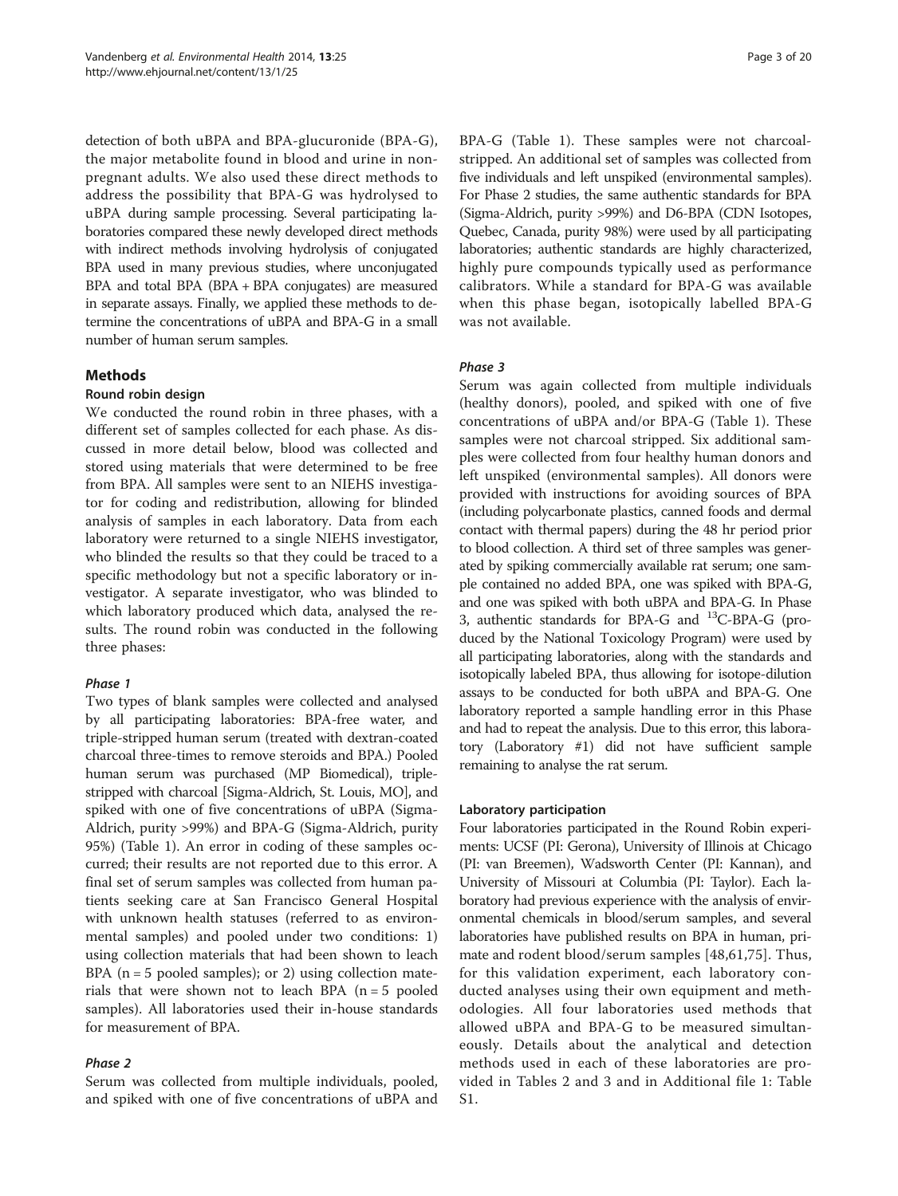detection of both uBPA and BPA-glucuronide (BPA-G), the major metabolite found in blood and urine in non-pregnant adults. We also used these direct methods to address the possibility that BPA-G was hydrolysed to uBPA during sample processing. Several participating laboratories compared these newly developed direct methods with indirect methods involving hydrolysis of conjugated BPA used in many previous studies, where unconjugated BPA and total BPA (BPA + BPA conjugates) are measured in separate assays. Finally, we applied these methods to determine the concentrations of uBPA and BPA-G in a small number of human serum samples.

## Methods

### Round robin design

We conducted the round robin in three phases, with a different set of samples collected for each phase. As discussed in more detail below, blood was collected and stored using materials that were determined to be free from BPA. All samples were sent to an NIEHS investigator for coding and redistribution, allowing for blinded analysis of samples in each laboratory. Data from each laboratory were returned to a single NIEHS investigator, who blinded the results so that they could be traced to a specific methodology but not a specific laboratory or investigator. A separate investigator, who was blinded to which laboratory produced which data, analysed the results. The round robin was conducted in the following three phases:

#### *Phase 1*

Two types of blank samples were collected and analysed by all participating laboratories: BPA-free water, and triple-stripped human serum (treated with dextran-coated charcoal three-times to remove steroids and BPA.) Pooled human serum was purchased (MP Biomedical), triple-stripped with charcoal [Sigma-Aldrich, St. Louis, MO], and spiked with one of five concentrations of uBPA (Sigma-Aldrich, purity >99%) and BPA-G (Sigma-Aldrich, purity 95%) (Table 1). An error in coding of these samples occurred; their results are not reported due to this error. A final set of serum samples was collected from human patients seeking care at San Francisco General Hospital with unknown health statuses (referred to as environmental samples) and pooled under two conditions: 1) using collection materials that had been shown to leach BPA (n = 5 pooled samples); or 2) using collection materials that were shown not to leach BPA (n = 5 pooled samples). All laboratories used their in-house standards for measurement of BPA.

#### *Phase 2*

Serum was collected from multiple individuals, pooled, and spiked with one of five concentrations of uBPA and BPA-G (Table 1). These samples were not charcoal-stripped. An additional set of samples was collected from five individuals and left unspiked (environmental samples). For Phase 2 studies, the same authentic standards for BPA (Sigma-Aldrich, purity >99%) and D6-BPA (CDN Isotopes, Quebec, Canada, purity 98%) were used by all participating laboratories; authentic standards are highly characterized, highly pure compounds typically used as performance calibrators. While a standard for BPA-G was available when this phase began, isotopically labelled BPA-G was not available.

#### *Phase 3*

Serum was again collected from multiple individuals (healthy donors), pooled, and spiked with one of five concentrations of uBPA and/or BPA-G (Table 1). These samples were not charcoal stripped. Six additional samples were collected from four healthy human donors and left unspiked (environmental samples). All donors were provided with instructions for avoiding sources of BPA (including polycarbonate plastics, canned foods and dermal contact with thermal papers) during the 48 hr period prior to blood collection. A third set of three samples was generated by spiking commercially available rat serum; one sample contained no added BPA, one was spiked with BPA-G, and one was spiked with both uBPA and BPA-G. In Phase 3, authentic standards for BPA-G and $^{13}$C-BPA-G (produced by the National Toxicology Program) were used by all participating laboratories, along with the standards and isotopically labeled BPA, thus allowing for isotope-dilution assays to be conducted for both uBPA and BPA-G. One laboratory reported a sample handling error in this Phase and had to repeat the analysis. Due to this error, this laboratory (Laboratory #1) did not have sufficient sample remaining to analyse the rat serum.

### Laboratory participation

Four laboratories participated in the Round Robin experiments: UCSF (PI: Gerona), University of Illinois at Chicago (PI: van Breemen), Wadsworth Center (PI: Kannan), and University of Missouri at Columbia (PI: Taylor). Each laboratory had previous experience with the analysis of environmental chemicals in blood/serum samples, and several laboratories have published results on BPA in human, primate and rodent blood/serum samples [48,61,75]. Thus, for this validation experiment, each laboratory conducted analyses using their own equipment and methodologies. All four laboratories used methods that allowed uBPA and BPA-G to be measured simultaneously. Details about the analytical and detection methods used in each of these laboratories are provided in Tables 2 and 3 and in Additional file 1: Table S1.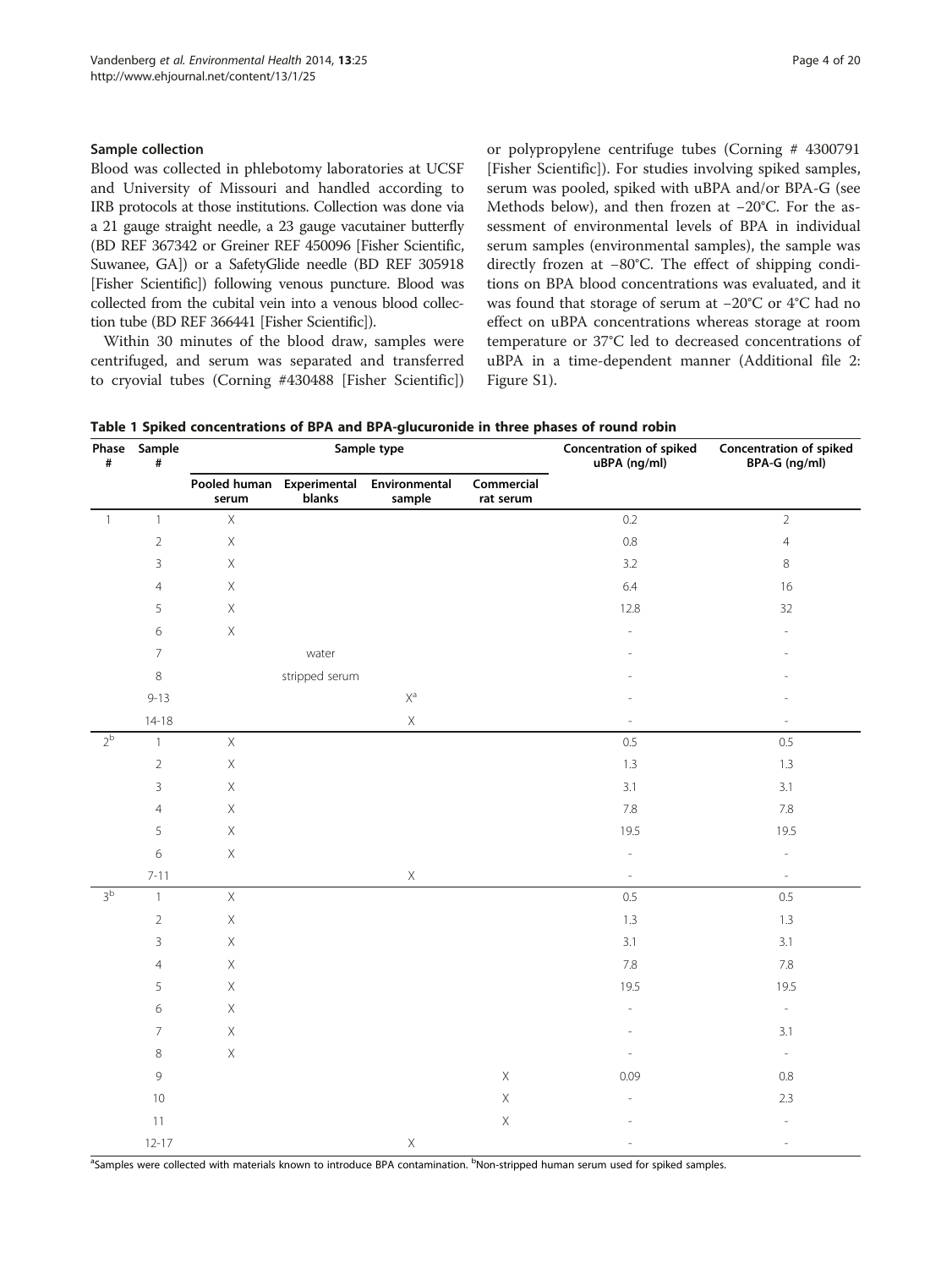### Sample collection

Blood was collected in phlebotomy laboratories at UCSF and University of Missouri and handled according to IRB protocols at those institutions. Collection was done via a 21 gauge straight needle, a 23 gauge vacutainer butterfly (BD REF 367342 or Greiner REF 450096 [Fisher Scientific, Suwanee, GA]) or a SafetyGlide needle (BD REF 305918 [Fisher Scientific]) following venous puncture. Blood was collected from the cubital vein into a venous blood collection tube (BD REF 366441 [Fisher Scientific]).

Within 30 minutes of the blood draw, samples were centrifuged, and serum was separated and transferred to cryovial tubes (Corning #430488 [Fisher Scientific]) or polypropylene centrifuge tubes (Corning # 4300791 [Fisher Scientific]). For studies involving spiked samples, serum was pooled, spiked with uBPA and/or BPA-G (see Methods below), and then frozen at −20°C. For the assessment of environmental levels of BPA in individual serum samples (environmental samples), the sample was directly frozen at −80°C. The effect of shipping conditions on BPA blood concentrations was evaluated, and it was found that storage of serum at −20°C or 4°C had no effect on uBPA concentrations whereas storage at room temperature or 37°C led to decreased concentrations of uBPA in a time-dependent manner (Additional file 2: Figure S1).

**Table 1 Spiked concentrations of BPA and BPA-glucuronide in three phases of round robin**

| Phase # | Sample # | Sample type | | | | Concentration of spiked uBPA (ng/ml) | Concentration of spiked BPA-G (ng/ml) |
|---|---|---|---|---|---|---|---|
| | | Pooled human serum | Experimental blanks | Environmental sample | Commercial rat serum | | |
| 1 | 1 | X | | | | 0.2 | 2 |
| | 2 | X | | | | 0.8 | 4 |
| | 3 | X | | | | 3.2 | 8 |
| | 4 | X | | | | 6.4 | 16 |
| | 5 | X | | | | 12.8 | 32 |
| | 6 | X | | | | - | - |
| | 7 | | water | | | - | - |
| | 8 | | stripped serum | | | - | - |
| | 9-13 | | | X[a] | | - | - |
| | 14-18 | | | X | | - | - |
| 2[b] | 1 | X | | | | 0.5 | 0.5 |
| | 2 | X | | | | 1.3 | 1.3 |
| | 3 | X | | | | 3.1 | 3.1 |
| | 4 | X | | | | 7.8 | 7.8 |
| | 5 | X | | | | 19.5 | 19.5 |
| | 6 | X | | | | - | - |
| | 7-11 | | | X | | - | - |
| 3[b] | 1 | X | | | | 0.5 | 0.5 |
| | 2 | X | | | | 1.3 | 1.3 |
| | 3 | X | | | | 3.1 | 3.1 |
| | 4 | X | | | | 7.8 | 7.8 |
| | 5 | X | | | | 19.5 | 19.5 |
| | 6 | X | | | | - | - |
| | 7 | X | | | | - | 3.1 |
| | 8 | X | | | | - | - |
| | 9 | | | | X | 0.09 | 0.8 |
| | 10 | | | | X | - | 2.3 |
| | 11 | | | | X | - | - |
| | 12-17 | | | X | | - | - |

[a]Samples were collected with materials known to introduce BPA contamination. [b]Non-stripped human serum used for spiked samples.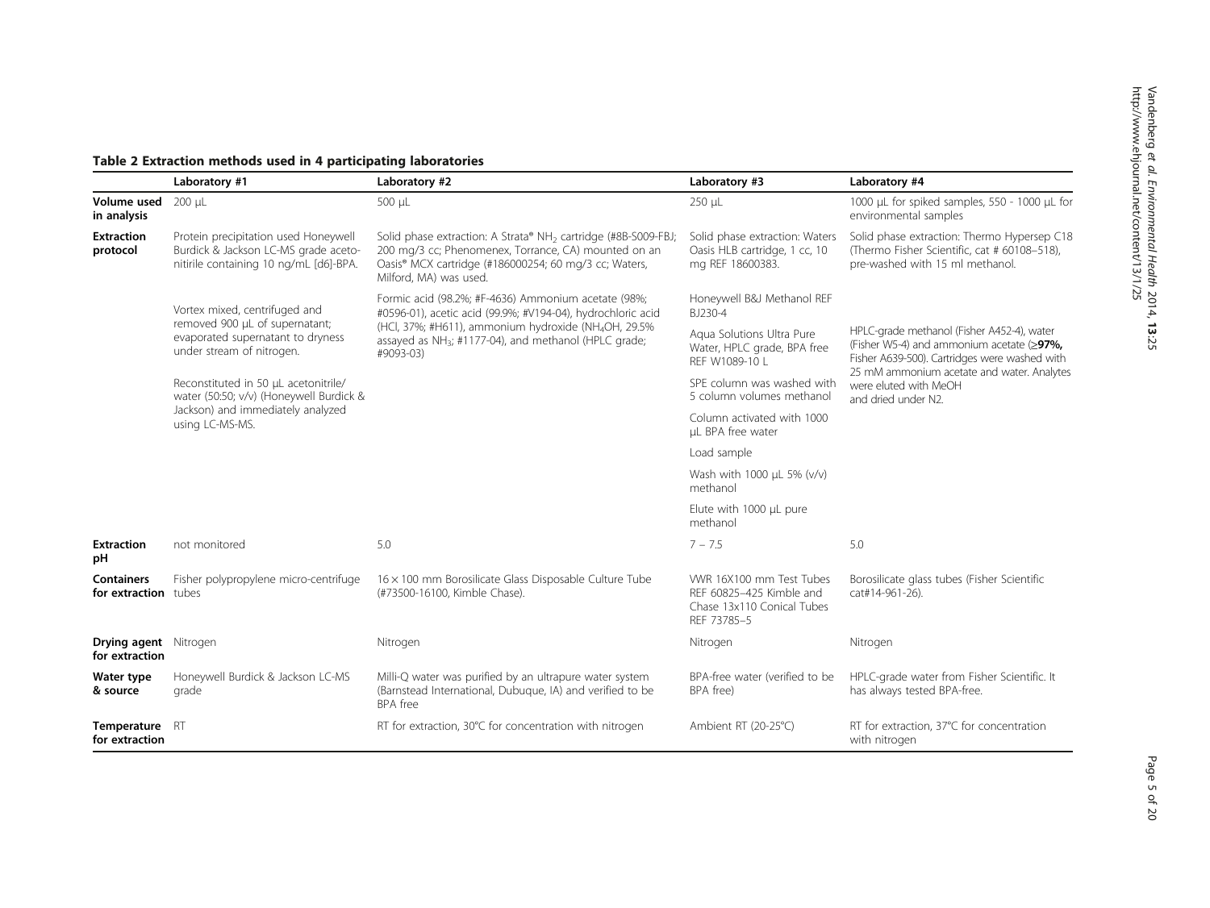**Table 2 Extraction methods used in 4 participating laboratories**

| | Laboratory #1 | Laboratory #2 | Laboratory #3 | Laboratory #4 |
|---|---|---|---|---|
| **Volume used in analysis** | 200 μL | 500 μL | 250 μL | 1000 μL for spiked samples, 550 - 1000 μL for environmental samples |
| **Extraction protocol** | Protein precipitation used Honeywell Burdick & Jackson LC-MS grade acetonitirile containing 10 ng/mL [d6]-BPA. | Solid phase extraction: A Strata® $NH_2$ cartridge (#8B-S009-FBJ; 200 mg/3 cc; Phenomenex, Torrance, CA) mounted on an Oasis® MCX cartridge (#186000254; 60 mg/3 cc; Waters, Milford, MA) was used. | Solid phase extraction: Waters Oasis HLB cartridge, 1 cc, 10 mg REF 18600383. | Solid phase extraction: Thermo Hypersep C18 (Thermo Fisher Scientific, cat # 60108–518), pre-washed with 15 ml methanol. |
| | Vortex mixed, centrifuged and removed 900 μL of supernatant; evaporated supernatant to dryness under stream of nitrogen. | Formic acid (98.2%; #F-4636) Ammonium acetate (98%; #0596-01), acetic acid (99.9%; #V194-04), hydrochloric acid (HCl, 37%; #H611), ammonium hydroxide ($NH_4OH$, 29.5% assayed as $NH_3$; #1177-04), and methanol (HPLC grade; #9093-03) | Honeywell B&J Methanol REF BJ230-4 | HPLC-grade methanol (Fisher A452-4), water (Fisher W5-4) and ammonium acetate (**≥97%,** Fisher A639-500). Cartridges were washed with 25 mM ammonium acetate and water. Analytes were eluted with MeOH and dried under N2. |
| | | | Aqua Solutions Ultra Pure Water, HPLC grade, BPA free REF W1089-10 L | |
| | Reconstituted in 50 μL acetonitrile/ water (50:50; v/v) (Honeywell Burdick & Jackson) and immediately analyzed using LC-MS-MS. | | SPE column was washed with 5 column volumes methanol | |
| | | | Column activated with 1000 μL BPA free water | |
| | | | Load sample | |
| | | | Wash with 1000 μL 5% (v/v) methanol | |
| | | | Elute with 1000 μL pure methanol | |
| **Extraction pH** | not monitored | 5.0 | 7 – 7.5 | 5.0 |
| **Containers for extraction** | Fisher polypropylene micro-centrifuge tubes | 16 × 100 mm Borosilicate Glass Disposable Culture Tube (#73500-16100, Kimble Chase). | VWR 16X100 mm Test Tubes REF 60825–425 Kimble and Chase 13x110 Conical Tubes REF 73785–5 | Borosilicate glass tubes (Fisher Scientific cat#14-961-26). |
| **Drying agent for extraction** | Nitrogen | Nitrogen | Nitrogen | Nitrogen |
| **Water type & source** | Honeywell Burdick & Jackson LC-MS grade | Milli-Q water was purified by an ultrapure water system (Barnstead International, Dubuque, IA) and verified to be BPA free | BPA-free water (verified to be BPA free) | HPLC-grade water from Fisher Scientific. It has always tested BPA-free. |
| **Temperature for extraction** | RT | RT for extraction, 30°C for concentration with nitrogen | Ambient RT (20-25°C) | RT for extraction, 37°C for concentration with nitrogen |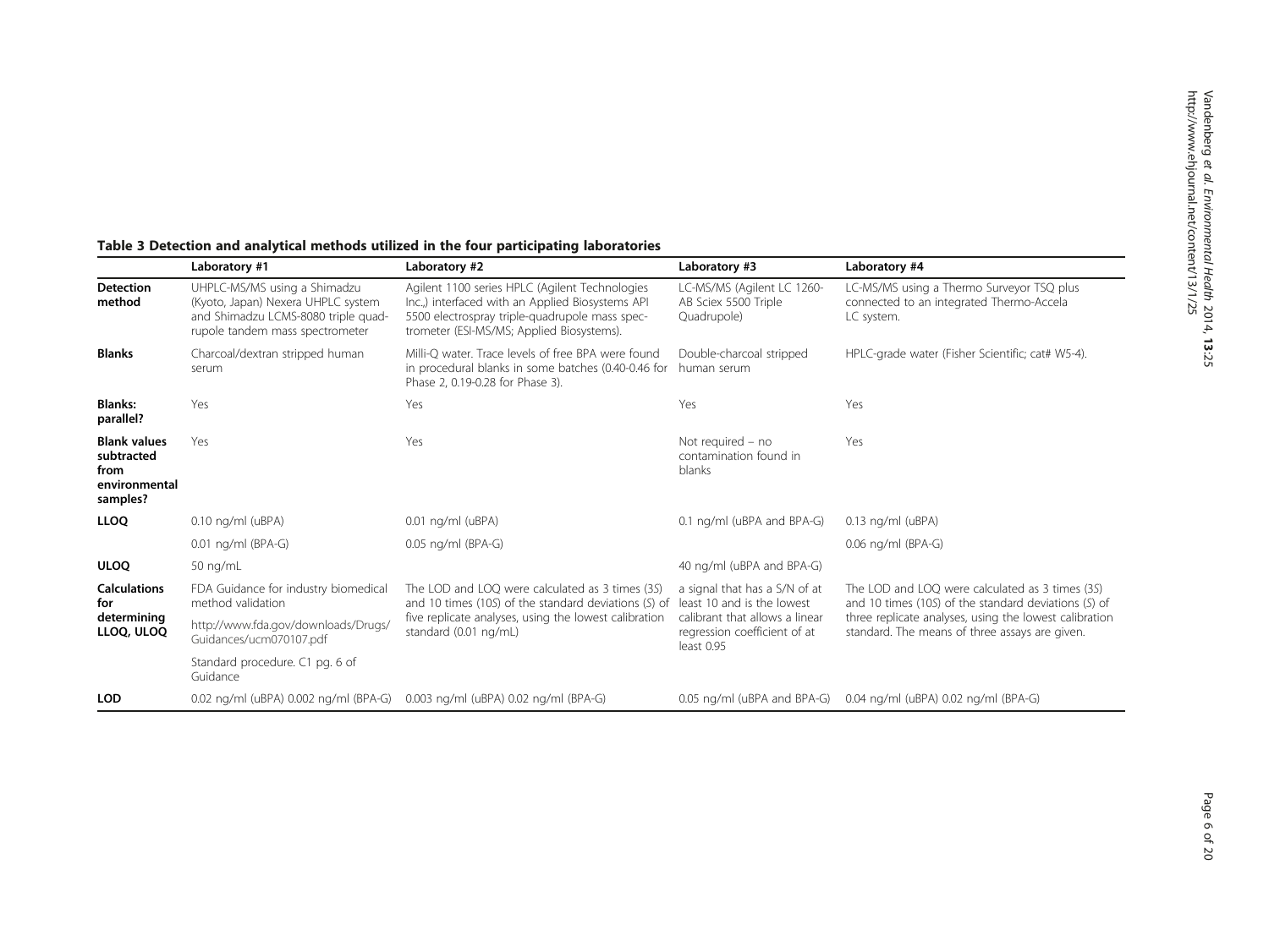**Table 3 Detection and analytical methods utilized in the four participating laboratories**

| | Laboratory #1 | Laboratory #2 | Laboratory #3 | Laboratory #4 |
|---|---|---|---|---|
| **Detection method** | UHPLC-MS/MS using a Shimadzu (Kyoto, Japan) Nexera UHPLC system and Shimadzu LCMS-8080 triple quadrupole tandem mass spectrometer | Agilent 1100 series HPLC (Agilent Technologies Inc.,) interfaced with an Applied Biosystems API 5500 electrospray triple-quadrupole mass spectrometer (ESI-MS/MS; Applied Biosystems). | LC-MS/MS (Agilent LC 1260-AB Sciex 5500 Triple Quadrupole) | LC-MS/MS using a Thermo Surveyor TSQ plus connected to an integrated Thermo-Accela LC system. |
| **Blanks** | Charcoal/dextran stripped human serum | Milli-Q water. Trace levels of free BPA were found in procedural blanks in some batches (0.40-0.46 for Phase 2, 0.19-0.28 for Phase 3). | Double-charcoal stripped human serum | HPLC-grade water (Fisher Scientific; cat# W5-4). |
| **Blanks: parallel?** | Yes | Yes | Yes | Yes |
| **Blank values subtracted from environmental samples?** | Yes | Yes | Not required – no contamination found in blanks | Yes |
| **LLOQ** | 0.10 ng/ml (uBPA) | 0.01 ng/ml (uBPA) | 0.1 ng/ml (uBPA and BPA-G) | 0.13 ng/ml (uBPA) |
| | 0.01 ng/ml (BPA-G) | 0.05 ng/ml (BPA-G) | | 0.06 ng/ml (BPA-G) |
| **ULOQ** | 50 ng/mL | | 40 ng/ml (uBPA and BPA-G) | |
| **Calculations for determining LLOQ, ULOQ** | FDA Guidance for industry biomedical method validation | The LOD and LOQ were calculated as 3 times (3*S*) and 10 times (10*S*) of the standard deviations (*S*) of five replicate analyses, using the lowest calibration standard (0.01 ng/mL) | a signal that has a S/N of at least 10 and is the lowest calibrant that allows a linear regression coefficient of at least 0.95 | The LOD and LOQ were calculated as 3 times (3*S*) and 10 times (10*S*) of the standard deviations (*S*) of three replicate analyses, using the lowest calibration standard. The means of three assays are given. |
| | http://www.fda.gov/downloads/Drugs/Guidances/ucm070107.pdf | | | |
| | Standard procedure. C1 pg. 6 of Guidance | | | |
| **LOD** | 0.02 ng/ml (uBPA) 0.002 ng/ml (BPA-G) | 0.003 ng/ml (uBPA) 0.02 ng/ml (BPA-G) | 0.05 ng/ml (uBPA and BPA-G) | 0.04 ng/ml (uBPA) 0.02 ng/ml (BPA-G) |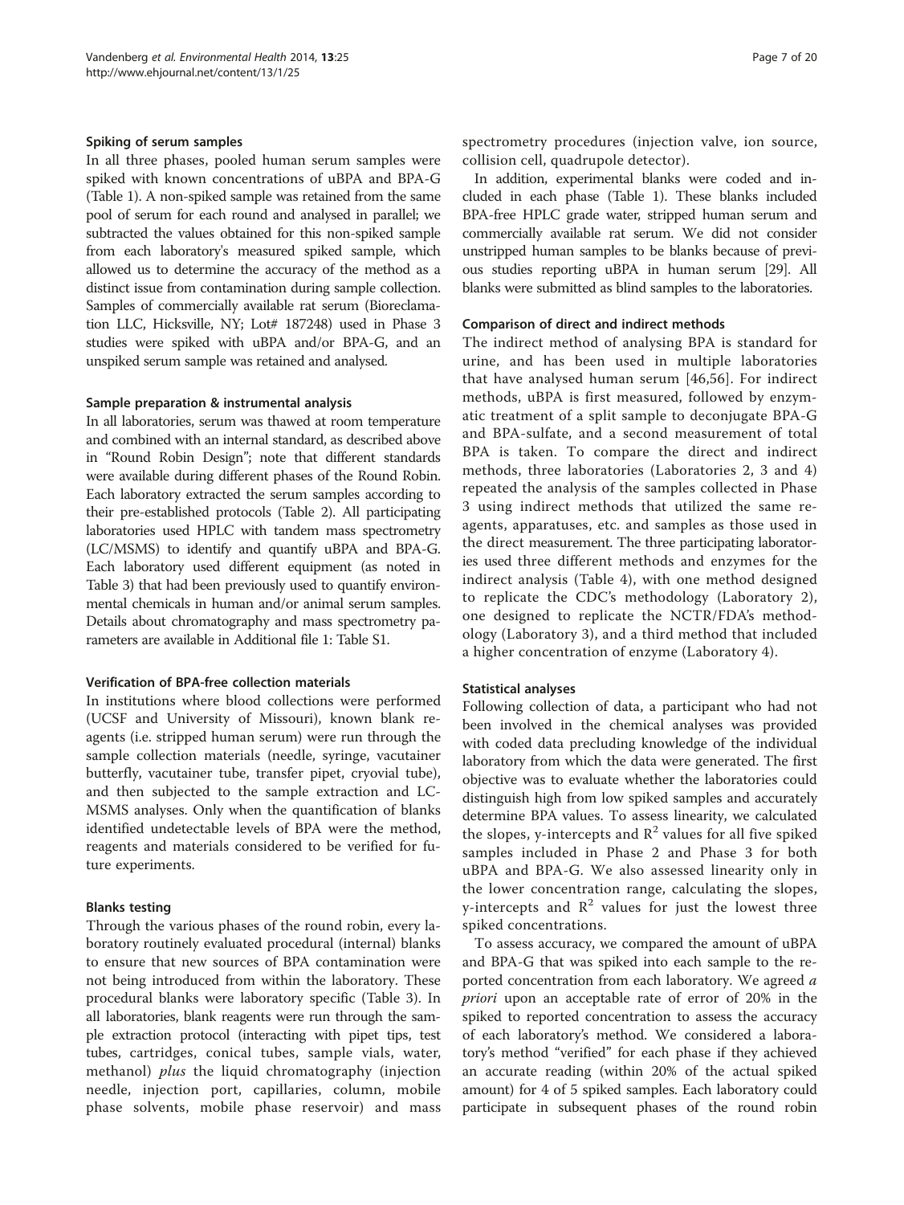### Spiking of serum samples

In all three phases, pooled human serum samples were spiked with known concentrations of uBPA and BPA-G (Table 1). A non-spiked sample was retained from the same pool of serum for each round and analysed in parallel; we subtracted the values obtained for this non-spiked sample from each laboratory's measured spiked sample, which allowed us to determine the accuracy of the method as a distinct issue from contamination during sample collection. Samples of commercially available rat serum (Bioreclamation LLC, Hicksville, NY; Lot# 187248) used in Phase 3 studies were spiked with uBPA and/or BPA-G, and an unspiked serum sample was retained and analysed.

### Sample preparation & instrumental analysis

In all laboratories, serum was thawed at room temperature and combined with an internal standard, as described above in "Round Robin Design"; note that different standards were available during different phases of the Round Robin. Each laboratory extracted the serum samples according to their pre-established protocols (Table 2). All participating laboratories used HPLC with tandem mass spectrometry (LC/MSMS) to identify and quantify uBPA and BPA-G. Each laboratory used different equipment (as noted in Table 3) that had been previously used to quantify environmental chemicals in human and/or animal serum samples. Details about chromatography and mass spectrometry parameters are available in Additional file 1: Table S1.

### Verification of BPA-free collection materials

In institutions where blood collections were performed (UCSF and University of Missouri), known blank reagents (i.e. stripped human serum) were run through the sample collection materials (needle, syringe, vacutainer butterfly, vacutainer tube, transfer pipet, cryovial tube), and then subjected to the sample extraction and LC-MSMS analyses. Only when the quantification of blanks identified undetectable levels of BPA were the method, reagents and materials considered to be verified for future experiments.

### Blanks testing

Through the various phases of the round robin, every laboratory routinely evaluated procedural (internal) blanks to ensure that new sources of BPA contamination were not being introduced from within the laboratory. These procedural blanks were laboratory specific (Table 3). In all laboratories, blank reagents were run through the sample extraction protocol (interacting with pipet tips, test tubes, cartridges, conical tubes, sample vials, water, methanol) *plus* the liquid chromatography (injection needle, injection port, capillaries, column, mobile phase solvents, mobile phase reservoir) and mass spectrometry procedures (injection valve, ion source, collision cell, quadrupole detector).

In addition, experimental blanks were coded and included in each phase (Table 1). These blanks included BPA-free HPLC grade water, stripped human serum and commercially available rat serum. We did not consider unstripped human samples to be blanks because of previous studies reporting uBPA in human serum [29]. All blanks were submitted as blind samples to the laboratories.

### Comparison of direct and indirect methods

The indirect method of analysing BPA is standard for urine, and has been used in multiple laboratories that have analysed human serum [46,56]. For indirect methods, uBPA is first measured, followed by enzymatic treatment of a split sample to deconjugate BPA-G and BPA-sulfate, and a second measurement of total BPA is taken. To compare the direct and indirect methods, three laboratories (Laboratories 2, 3 and 4) repeated the analysis of the samples collected in Phase 3 using indirect methods that utilized the same reagents, apparatuses, etc. and samples as those used in the direct measurement. The three participating laboratories used three different methods and enzymes for the indirect analysis (Table 4), with one method designed to replicate the CDC's methodology (Laboratory 2), one designed to replicate the NCTR/FDA's methodology (Laboratory 3), and a third method that included a higher concentration of enzyme (Laboratory 4).

### Statistical analyses

Following collection of data, a participant who had not been involved in the chemical analyses was provided with coded data precluding knowledge of the individual laboratory from which the data were generated. The first objective was to evaluate whether the laboratories could distinguish high from low spiked samples and accurately determine BPA values. To assess linearity, we calculated the slopes, y-intercepts and $R^2$ values for all five spiked samples included in Phase 2 and Phase 3 for both uBPA and BPA-G. We also assessed linearity only in the lower concentration range, calculating the slopes, y-intercepts and $R^2$ values for just the lowest three spiked concentrations.

To assess accuracy, we compared the amount of uBPA and BPA-G that was spiked into each sample to the reported concentration from each laboratory. We agreed *a priori* upon an acceptable rate of error of 20% in the spiked to reported concentration to assess the accuracy of each laboratory's method. We considered a laboratory's method "verified" for each phase if they achieved an accurate reading (within 20% of the actual spiked amount) for 4 of 5 spiked samples. Each laboratory could participate in subsequent phases of the round robin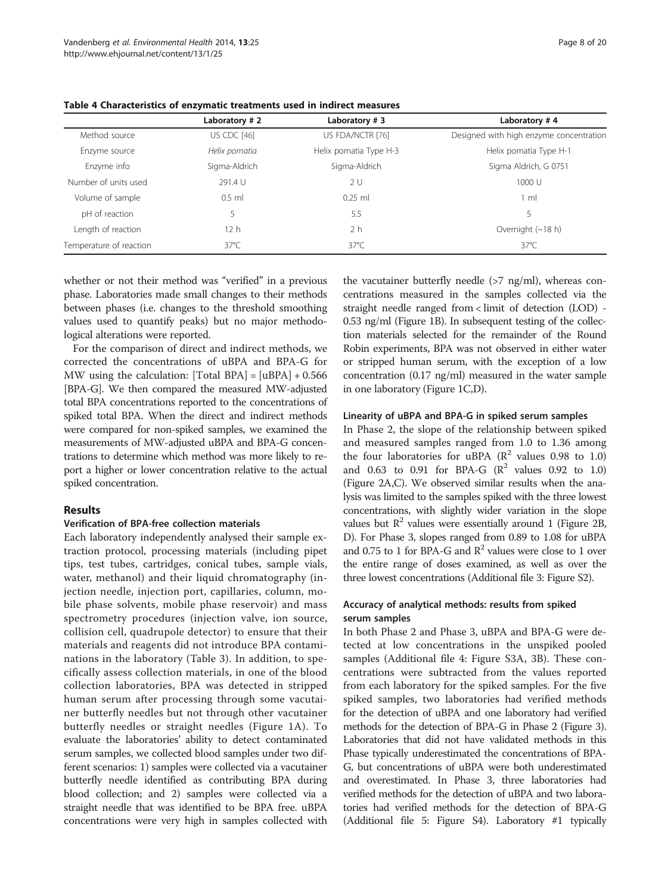**Table 4 Characteristics of enzymatic treatments used in indirect measures**

| | Laboratory # 2 | Laboratory # 3 | Laboratory # 4 |
|---|---|---|---|
| Method source | US CDC [46] | US FDA/NCTR [76] | Designed with high enzyme concentration |
| Enzyme source | *Helix pomatia* | Helix pomatia Type H-3 | Helix pomatia Type H-1 |
| Enzyme info | Sigma-Aldrich | Sigma-Aldrich | Sigma Aldrich, G 0751 |
| Number of units used | 291.4 U | 2 U | 1000 U |
| Volume of sample | 0.5 ml | 0.25 ml | 1 ml |
| pH of reaction | 5 | 5.5 | 5 |
| Length of reaction | 12 h | 2 h | Overnight (~18 h) |
| Temperature of reaction | 37°C | 37°C | 37°C |

whether or not their method was "verified" in a previous phase. Laboratories made small changes to their methods between phases (i.e. changes to the threshold smoothing values used to quantify peaks) but no major methodological alterations were reported.

For the comparison of direct and indirect methods, we corrected the concentrations of uBPA and BPA-G for MW using the calculation: [Total BPA] = [uBPA] + 0.566 [BPA-G]. We then compared the measured MW-adjusted total BPA concentrations reported to the concentrations of spiked total BPA. When the direct and indirect methods were compared for non-spiked samples, we examined the measurements of MW-adjusted uBPA and BPA-G concentrations to determine which method was more likely to report a higher or lower concentration relative to the actual spiked concentration.

## Results

### Verification of BPA-free collection materials

Each laboratory independently analysed their sample extraction protocol, processing materials (including pipet tips, test tubes, cartridges, conical tubes, sample vials, water, methanol) and their liquid chromatography (injection needle, injection port, capillaries, column, mobile phase solvents, mobile phase reservoir) and mass spectrometry procedures (injection valve, ion source, collision cell, quadrupole detector) to ensure that their materials and reagents did not introduce BPA contaminations in the laboratory (Table 3). In addition, to specifically assess collection materials, in one of the blood collection laboratories, BPA was detected in stripped human serum after processing through some vacutainer butterfly needles but not through other vacutainer butterfly needles or straight needles (Figure 1A). To evaluate the laboratories' ability to detect contaminated serum samples, we collected blood samples under two different scenarios: 1) samples were collected via a vacutainer butterfly needle identified as contributing BPA during blood collection; and 2) samples were collected via a straight needle that was identified to be BPA free. uBPA concentrations were very high in samples collected with the vacutainer butterfly needle (>7 ng/ml), whereas concentrations measured in the samples collected via the straight needle ranged from < limit of detection (LOD) - 0.53 ng/ml (Figure 1B). In subsequent testing of the collection materials selected for the remainder of the Round Robin experiments, BPA was not observed in either water or stripped human serum, with the exception of a low concentration (0.17 ng/ml) measured in the water sample in one laboratory (Figure 1C,D).

### Linearity of uBPA and BPA-G in spiked serum samples

In Phase 2, the slope of the relationship between spiked and measured samples ranged from 1.0 to 1.36 among the four laboratories for uBPA ($R^2$ values 0.98 to 1.0) and 0.63 to 0.91 for BPA-G ($R^2$ values 0.92 to 1.0) (Figure 2A,C). We observed similar results when the analysis was limited to the samples spiked with the three lowest concentrations, with slightly wider variation in the slope values but $R^2$ values were essentially around 1 (Figure 2B, D). For Phase 3, slopes ranged from 0.89 to 1.08 for uBPA and 0.75 to 1 for BPA-G and $R^2$ values were close to 1 over the entire range of doses examined, as well as over the three lowest concentrations (Additional file 3: Figure S2).

### Accuracy of analytical methods: results from spiked serum samples

In both Phase 2 and Phase 3, uBPA and BPA-G were detected at low concentrations in the unspiked pooled samples (Additional file 4: Figure S3A, 3B). These concentrations were subtracted from the values reported from each laboratory for the spiked samples. For the five spiked samples, two laboratories had verified methods for the detection of uBPA and one laboratory had verified methods for the detection of BPA-G in Phase 2 (Figure 3). Laboratories that did not have validated methods in this Phase typically underestimated the concentrations of BPA-G, but concentrations of uBPA were both underestimated and overestimated. In Phase 3, three laboratories had verified methods for the detection of uBPA and two laboratories had verified methods for the detection of BPA-G (Additional file 5: Figure S4). Laboratory #1 typically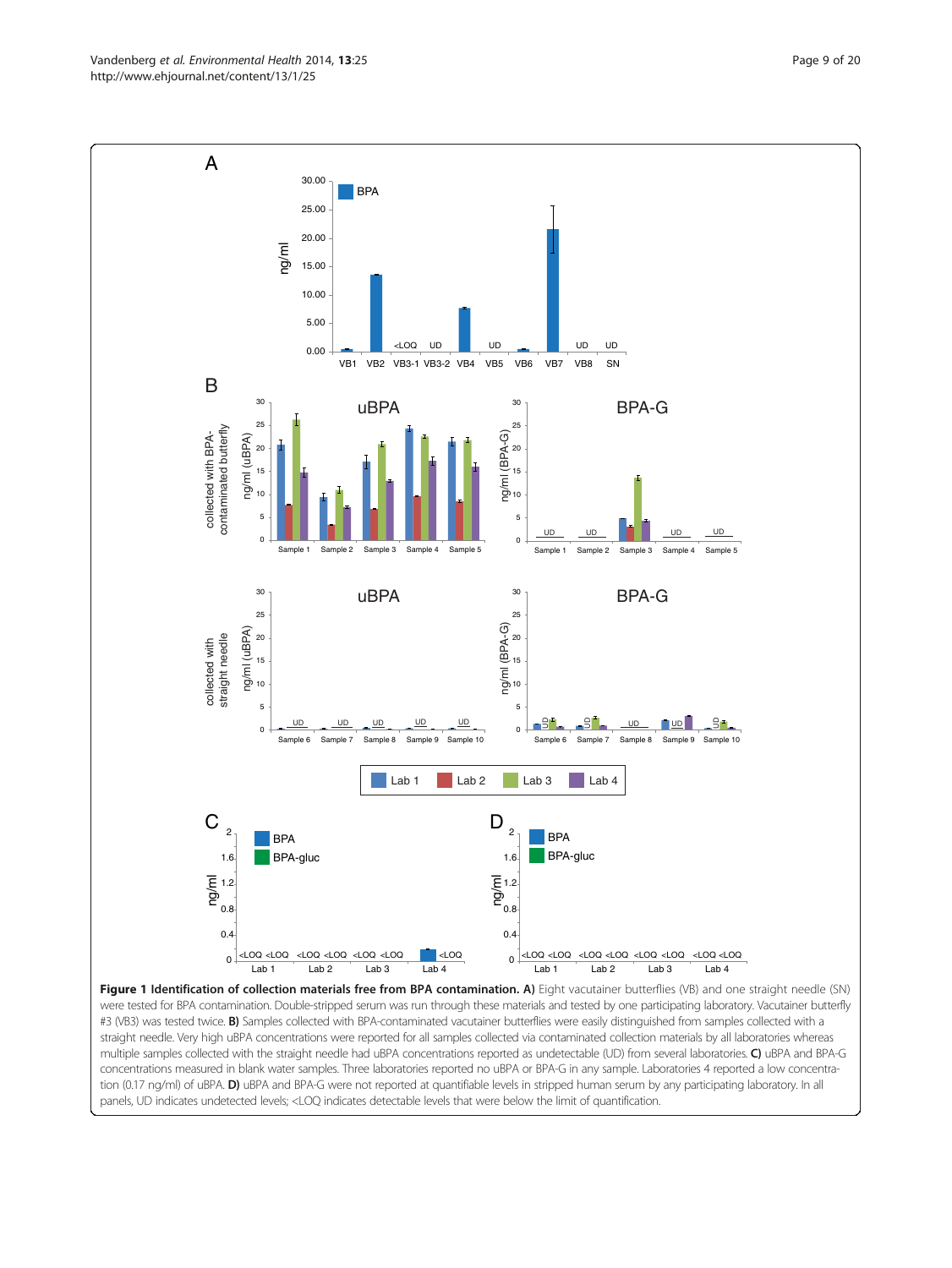**Figure 1 Identification of collection materials free from BPA contamination. A)** Eight vacutainer butterflies (VB) and one straight needle (SN) were tested for BPA contamination. Double-stripped serum was run through these materials and tested by one participating laboratory. Vacutainer butterfly #3 (VB3) was tested twice. **B)** Samples collected with BPA-contaminated vacutainer butterflies were easily distinguished from samples collected with a straight needle. Very high uBPA concentrations were reported for all samples collected via contaminated collection materials by all laboratories whereas multiple samples collected with the straight needle had uBPA concentrations reported as undetectable (UD) from several laboratories. **C)** uBPA and BPA-G concentrations measured in blank water samples. Three laboratories reported no uBPA or BPA-G in any sample. Laboratories 4 reported a low concentration (0.17 ng/ml) of uBPA. **D)** uBPA and BPA-G were not reported at quantifiable levels in stripped human serum by any participating laboratory. In all panels, UD indicates undetected levels; <LOQ indicates detectable levels that were below the limit of quantification.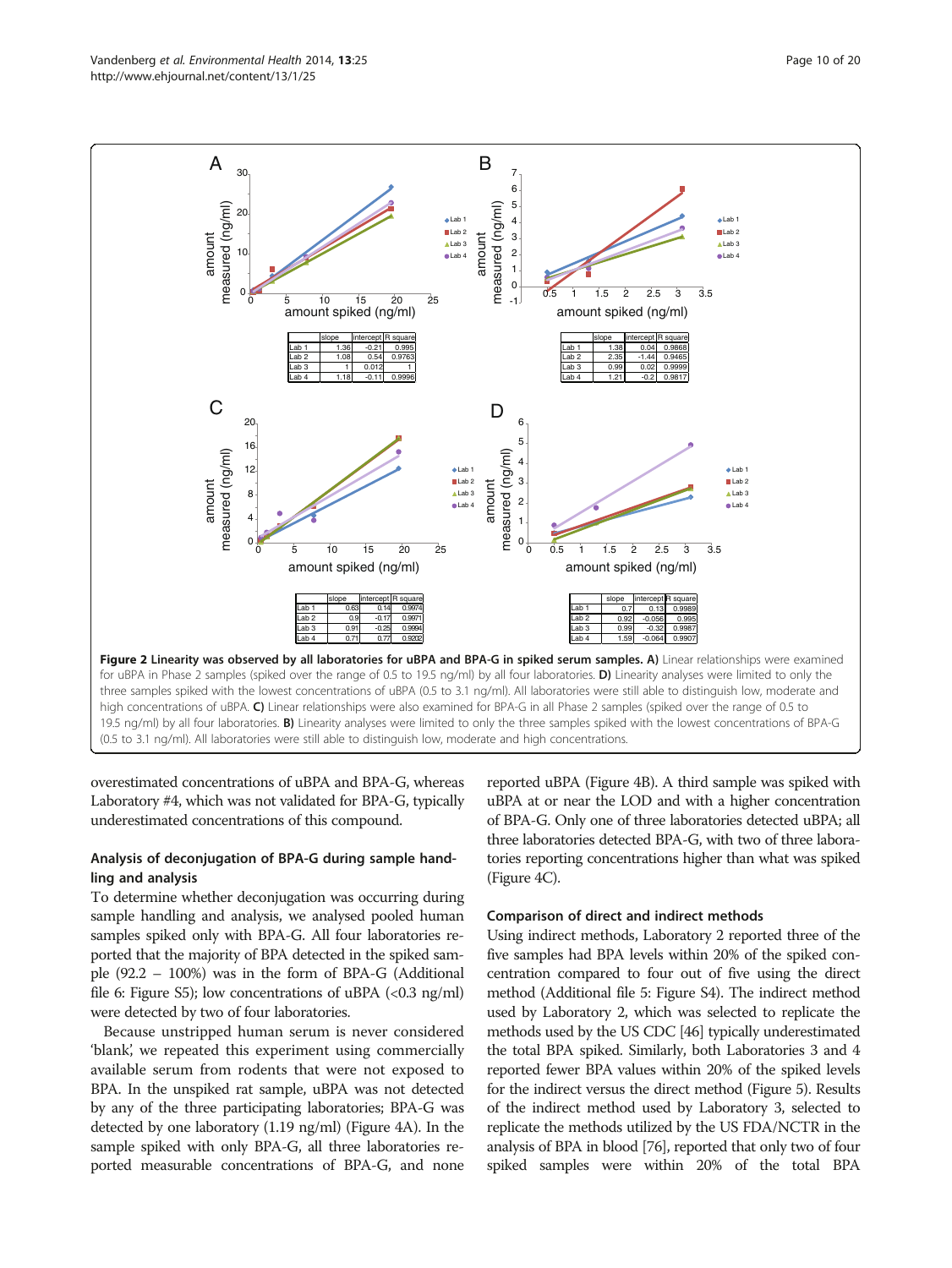| | slope | intercept | R square |
|---|---|---|---|
| Lab 1 | 1.36 | -0.21 | 0.995 |
| Lab 2 | 1.08 | 0.54 | 0.9763 |
| Lab 3 | 1 | 0.012 | 1 |
| Lab 4 | 1.18 | -0.11 | 0.9996 |

| | slope | intercept | R square |
|---|---|---|---|
| Lab 1 | 1.38 | 0.04 | 0.9868 |
| Lab 2 | 2.35 | -1.44 | 0.9465 |
| Lab 3 | 0.99 | 0.02 | 0.9999 |
| Lab 4 | 1.21 | -0.2 | 0.9817 |

| | slope | intercept | R square |
|---|---|---|---|
| Lab 1 | 0.63 | 0.14 | 0.9974 |
| Lab 2 | 0.9 | -0.17 | 0.9971 |
| Lab 3 | 0.91 | -0.25 | 0.9994 |
| Lab 4 | 0.71 | 0.77 | 0.9202 |

| | slope | intercept | R square |
|---|---|---|---|
| Lab 1 | 0.7 | 0.13 | 0.9989 |
| Lab 2 | 0.92 | -0.056 | 0.995 |
| Lab 3 | 0.99 | -0.32 | 0.9987 |
| Lab 4 | 1.59 | -0.064 | 0.9907 |

**Figure 2 Linearity was observed by all laboratories for uBPA and BPA-G in spiked serum samples. A)** Linear relationships were examined for uBPA in Phase 2 samples (spiked over the range of 0.5 to 19.5 ng/ml) by all four laboratories. **D)** Linearity analyses were limited to only the three samples spiked with the lowest concentrations of uBPA (0.5 to 3.1 ng/ml). All laboratories were still able to distinguish low, moderate and high concentrations of uBPA. **C)** Linear relationships were also examined for BPA-G in all Phase 2 samples (spiked over the range of 0.5 to 19.5 ng/ml) by all four laboratories. **B)** Linearity analyses were limited to only the three samples spiked with the lowest concentrations of BPA-G (0.5 to 3.1 ng/ml). All laboratories were still able to distinguish low, moderate and high concentrations.

overestimated concentrations of uBPA and BPA-G, whereas Laboratory #4, which was not validated for BPA-G, typically underestimated concentrations of this compound.

### Analysis of deconjugation of BPA-G during sample handling and analysis

To determine whether deconjugation was occurring during sample handling and analysis, we analysed pooled human samples spiked only with BPA-G. All four laboratories reported that the majority of BPA detected in the spiked sample (92.2 – 100%) was in the form of BPA-G (Additional file 6: Figure S5); low concentrations of uBPA (<0.3 ng/ml) were detected by two of four laboratories.

Because unstripped human serum is never considered 'blank', we repeated this experiment using commercially available serum from rodents that were not exposed to BPA. In the unspiked rat sample, uBPA was not detected by any of the three participating laboratories; BPA-G was detected by one laboratory (1.19 ng/ml) (Figure 4A). In the sample spiked with only BPA-G, all three laboratories reported measurable concentrations of BPA-G, and none reported uBPA (Figure 4B). A third sample was spiked with uBPA at or near the LOD and with a higher concentration of BPA-G. Only one of three laboratories detected uBPA; all three laboratories detected BPA-G, with two of three laboratories reporting concentrations higher than what was spiked (Figure 4C).

### Comparison of direct and indirect methods

Using indirect methods, Laboratory 2 reported three of the five samples had BPA levels within 20% of the spiked concentration compared to four out of five using the direct method (Additional file 5: Figure S4). The indirect method used by Laboratory 2, which was selected to replicate the methods used by the US CDC [46] typically underestimated the total BPA spiked. Similarly, both Laboratories 3 and 4 reported fewer BPA values within 20% of the spiked levels for the indirect versus the direct method (Figure 5). Results of the indirect method used by Laboratory 3, selected to replicate the methods utilized by the US FDA/NCTR in the analysis of BPA in blood [76], reported that only two of four spiked samples were within 20% of the total BPA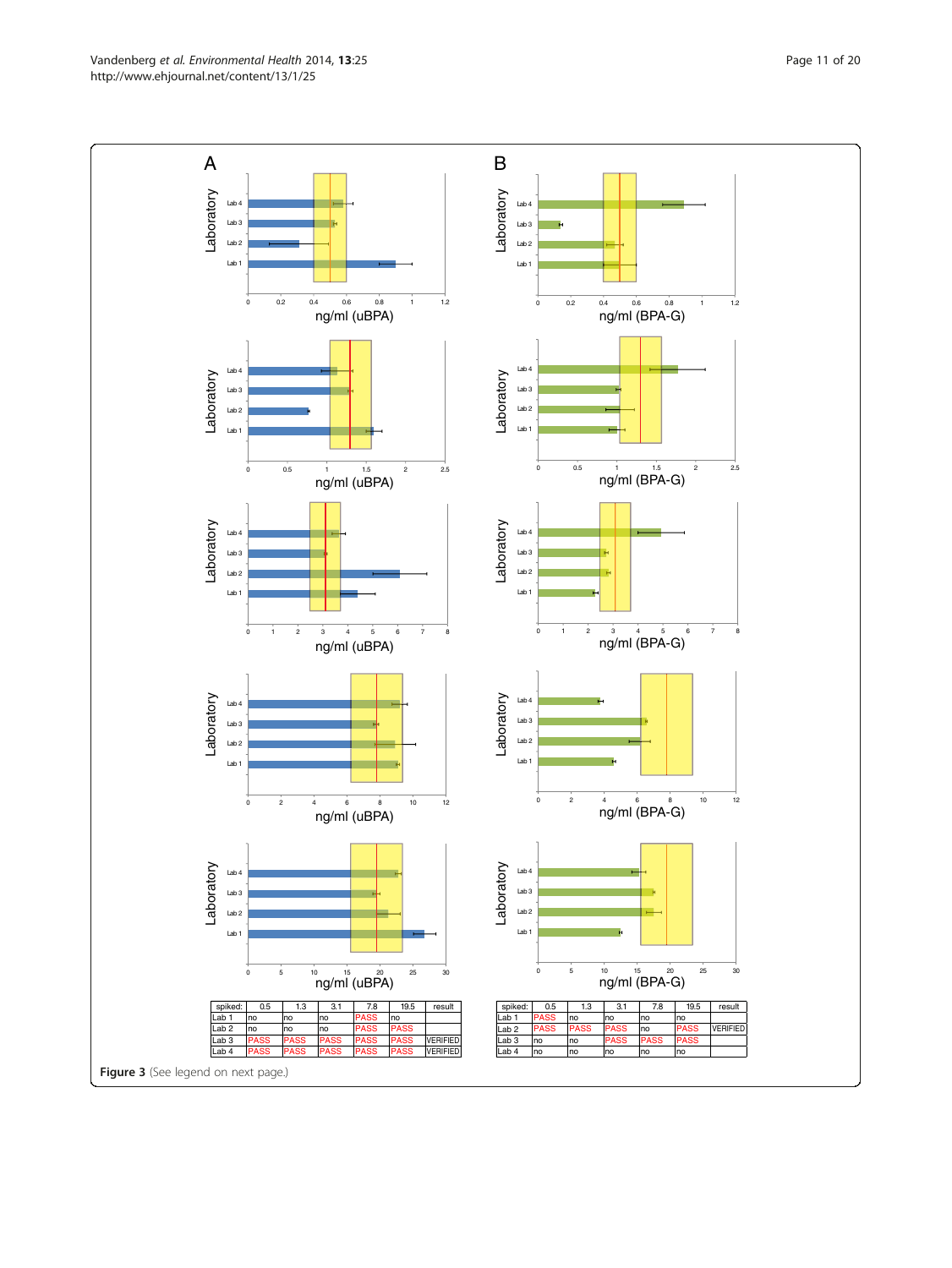| spiked: | 0.5 | 1.3 | 3.1 | 7.8 | 19.5 | result |
|---|---|---|---|---|---|---|
| Lab 1 | no | no | no | PASS | no | |
| Lab 2 | no | no | no | PASS | PASS | |
| Lab 3 | PASS | PASS | PASS | PASS | PASS | VERIFIED |
| Lab 4 | PASS | PASS | PASS | PASS | PASS | VERIFIED |

| spiked: | 0.5 | 1.3 | 3.1 | 7.8 | 19.5 | result |
|---|---|---|---|---|---|---|
| Lab 1 | PASS | no | no | no | no | |
| Lab 2 | PASS | PASS | PASS | no | PASS | VERIFIED |
| Lab 3 | no | no | PASS | PASS | PASS | |
| Lab 4 | no | no | no | no | no | |

**Figure 3** (See legend on next page.)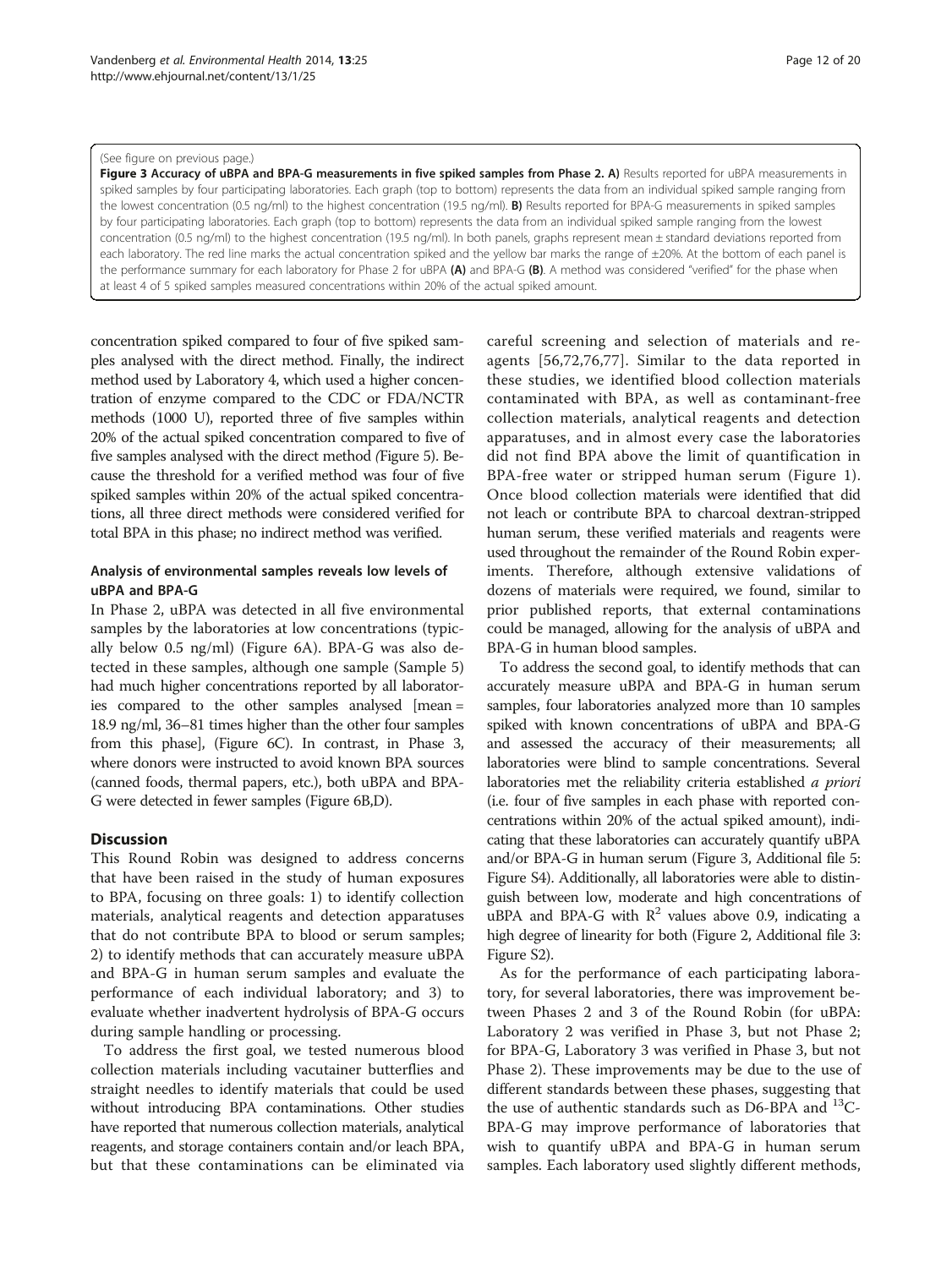(See figure on previous page.)

**Figure 3 Accuracy of uBPA and BPA-G measurements in five spiked samples from Phase 2. A)** Results reported for uBPA measurements in spiked samples by four participating laboratories. Each graph (top to bottom) represents the data from an individual spiked sample ranging from the lowest concentration (0.5 ng/ml) to the highest concentration (19.5 ng/ml). **B)** Results reported for BPA-G measurements in spiked samples by four participating laboratories. Each graph (top to bottom) represents the data from an individual spiked sample ranging from the lowest concentration (0.5 ng/ml) to the highest concentration (19.5 ng/ml). In both panels, graphs represent mean ± standard deviations reported from each laboratory. The red line marks the actual concentration spiked and the yellow bar marks the range of ±20%. At the bottom of each panel is the performance summary for each laboratory for Phase 2 for uBPA **(A)** and BPA-G **(B)**. A method was considered "verified" for the phase when at least 4 of 5 spiked samples measured concentrations within 20% of the actual spiked amount.

concentration spiked compared to four of five spiked samples analysed with the direct method. Finally, the indirect method used by Laboratory 4, which used a higher concentration of enzyme compared to the CDC or FDA/NCTR methods (1000 U), reported three of five samples within 20% of the actual spiked concentration compared to five of five samples analysed with the direct method (Figure 5). Because the threshold for a verified method was four of five spiked samples within 20% of the actual spiked concentrations, all three direct methods were considered verified for total BPA in this phase; no indirect method was verified.

### Analysis of environmental samples reveals low levels of uBPA and BPA-G

In Phase 2, uBPA was detected in all five environmental samples by the laboratories at low concentrations (typically below 0.5 ng/ml) (Figure 6A). BPA-G was also detected in these samples, although one sample (Sample 5) had much higher concentrations reported by all laboratories compared to the other samples analysed [mean = 18.9 ng/ml, 36–81 times higher than the other four samples from this phase], (Figure 6C). In contrast, in Phase 3, where donors were instructed to avoid known BPA sources (canned foods, thermal papers, etc.), both uBPA and BPA-G were detected in fewer samples (Figure 6B,D).

## Discussion

This Round Robin was designed to address concerns that have been raised in the study of human exposures to BPA, focusing on three goals: 1) to identify collection materials, analytical reagents and detection apparatuses that do not contribute BPA to blood or serum samples; 2) to identify methods that can accurately measure uBPA and BPA-G in human serum samples and evaluate the performance of each individual laboratory; and 3) to evaluate whether inadvertent hydrolysis of BPA-G occurs during sample handling or processing.

To address the first goal, we tested numerous blood collection materials including vacutainer butterflies and straight needles to identify materials that could be used without introducing BPA contaminations. Other studies have reported that numerous collection materials, analytical reagents, and storage containers contain and/or leach BPA, but that these contaminations can be eliminated via careful screening and selection of materials and reagents [56,72,76,77]. Similar to the data reported in these studies, we identified blood collection materials contaminated with BPA, as well as contaminant-free collection materials, analytical reagents and detection apparatuses, and in almost every case the laboratories did not find BPA above the limit of quantification in BPA-free water or stripped human serum (Figure 1). Once blood collection materials were identified that did not leach or contribute BPA to charcoal dextran-stripped human serum, these verified materials and reagents were used throughout the remainder of the Round Robin experiments. Therefore, although extensive validations of dozens of materials were required, we found, similar to prior published reports, that external contaminations could be managed, allowing for the analysis of uBPA and BPA-G in human blood samples.

To address the second goal, to identify methods that can accurately measure uBPA and BPA-G in human serum samples, four laboratories analyzed more than 10 samples spiked with known concentrations of uBPA and BPA-G and assessed the accuracy of their measurements; all laboratories were blind to sample concentrations. Several laboratories met the reliability criteria established *a priori* (i.e. four of five samples in each phase with reported concentrations within 20% of the actual spiked amount), indicating that these laboratories can accurately quantify uBPA and/or BPA-G in human serum (Figure 3, Additional file 5: Figure S4). Additionally, all laboratories were able to distinguish between low, moderate and high concentrations of uBPA and BPA-G with $R^2$ values above 0.9, indicating a high degree of linearity for both (Figure 2, Additional file 3: Figure S2).

As for the performance of each participating laboratory, for several laboratories, there was improvement between Phases 2 and 3 of the Round Robin (for uBPA: Laboratory 2 was verified in Phase 3, but not Phase 2; for BPA-G, Laboratory 3 was verified in Phase 3, but not Phase 2). These improvements may be due to the use of different standards between these phases, suggesting that the use of authentic standards such as D6-BPA and $^{13}$C-BPA-G may improve performance of laboratories that wish to quantify uBPA and BPA-G in human serum samples. Each laboratory used slightly different methods,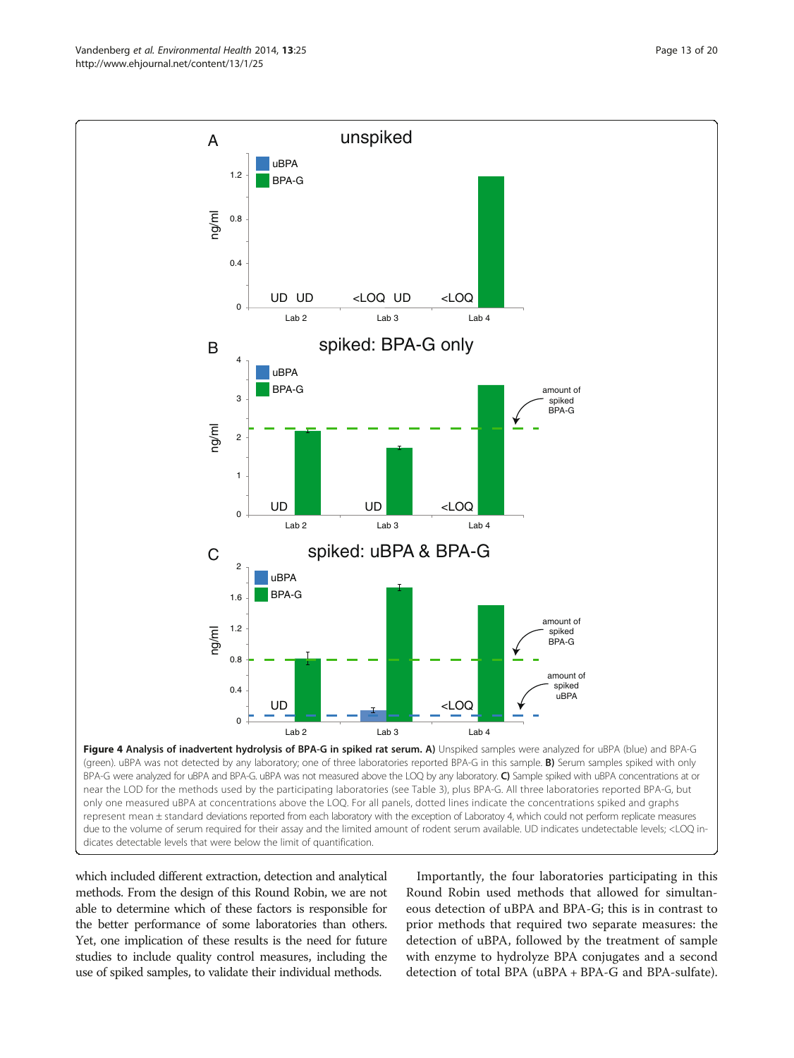**Figure 4 Analysis of inadvertent hydrolysis of BPA-G in spiked rat serum. A)** Unspiked samples were analyzed for uBPA (blue) and BPA-G (green). uBPA was not detected by any laboratory; one of three laboratories reported BPA-G in this sample. **B)** Serum samples spiked with only BPA-G were analyzed for uBPA and BPA-G. uBPA was not measured above the LOQ by any laboratory. **C)** Sample spiked with uBPA concentrations at or near the LOD for the methods used by the participating laboratories (see Table 3), plus BPA-G. All three laboratories reported BPA-G, but only one measured uBPA at concentrations above the LOQ. For all panels, dotted lines indicate the concentrations spiked and graphs represent mean ± standard deviations reported from each laboratory with the exception of Laboratoy 4, which could not perform replicate measures due to the volume of serum required for their assay and the limited amount of rodent serum available. UD indicates undetectable levels; <LOQ indicates detectable levels that were below the limit of quantification.

which included different extraction, detection and analytical methods. From the design of this Round Robin, we are not able to determine which of these factors is responsible for the better performance of some laboratories than others. Yet, one implication of these results is the need for future studies to include quality control measures, including the use of spiked samples, to validate their individual methods.

Importantly, the four laboratories participating in this Round Robin used methods that allowed for simultaneous detection of uBPA and BPA-G; this is in contrast to prior methods that required two separate measures: the detection of uBPA, followed by the treatment of sample with enzyme to hydrolyze BPA conjugates and a second detection of total BPA (uBPA + BPA-G and BPA-sulfate).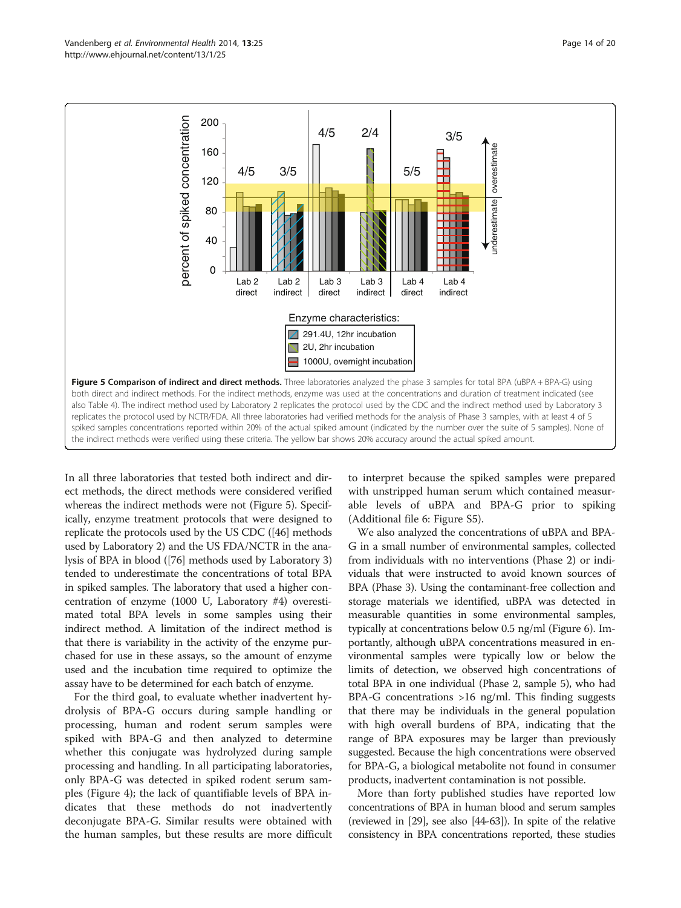**Figure 5 Comparison of indirect and direct methods.** Three laboratories analyzed the phase 3 samples for total BPA (uBPA + BPA-G) using both direct and indirect methods. For the indirect methods, enzyme was used at the concentrations and duration of treatment indicated (see also Table 4). The indirect method used by Laboratory 2 replicates the protocol used by the CDC and the indirect method used by Laboratory 3 replicates the protocol used by NCTR/FDA. All three laboratories had verified methods for the analysis of Phase 3 samples, with at least 4 of 5 spiked samples concentrations reported within 20% of the actual spiked amount (indicated by the number over the suite of 5 samples). None of the indirect methods were verified using these criteria. The yellow bar shows 20% accuracy around the actual spiked amount.

In all three laboratories that tested both indirect and direct methods, the direct methods were considered verified whereas the indirect methods were not (Figure 5). Specifically, enzyme treatment protocols that were designed to replicate the protocols used by the US CDC ([46] methods used by Laboratory 2) and the US FDA/NCTR in the analysis of BPA in blood ([76] methods used by Laboratory 3) tended to underestimate the concentrations of total BPA in spiked samples. The laboratory that used a higher concentration of enzyme (1000 U, Laboratory #4) overestimated total BPA levels in some samples using their indirect method. A limitation of the indirect method is that there is variability in the activity of the enzyme purchased for use in these assays, so the amount of enzyme used and the incubation time required to optimize the assay have to be determined for each batch of enzyme.

For the third goal, to evaluate whether inadvertent hydrolysis of BPA-G occurs during sample handling or processing, human and rodent serum samples were spiked with BPA-G and then analyzed to determine whether this conjugate was hydrolyzed during sample processing and handling. In all participating laboratories, only BPA-G was detected in spiked rodent serum samples (Figure 4); the lack of quantifiable levels of BPA indicates that these methods do not inadvertently deconjugate BPA-G. Similar results were obtained with the human samples, but these results are more difficult to interpret because the spiked samples were prepared with unstripped human serum which contained measurable levels of uBPA and BPA-G prior to spiking (Additional file 6: Figure S5).

We also analyzed the concentrations of uBPA and BPA-G in a small number of environmental samples, collected from individuals with no interventions (Phase 2) or individuals that were instructed to avoid known sources of BPA (Phase 3). Using the contaminant-free collection and storage materials we identified, uBPA was detected in measurable quantities in some environmental samples, typically at concentrations below 0.5 ng/ml (Figure 6). Importantly, although uBPA concentrations measured in environmental samples were typically low or below the limits of detection, we observed high concentrations of total BPA in one individual (Phase 2, sample 5), who had BPA-G concentrations >16 ng/ml. This finding suggests that there may be individuals in the general population with high overall burdens of BPA, indicating that the range of BPA exposures may be larger than previously suggested. Because the high concentrations were observed for BPA-G, a biological metabolite not found in consumer products, inadvertent contamination is not possible.

More than forty published studies have reported low concentrations of BPA in human blood and serum samples (reviewed in [29], see also [44-63]). In spite of the relative consistency in BPA concentrations reported, these studies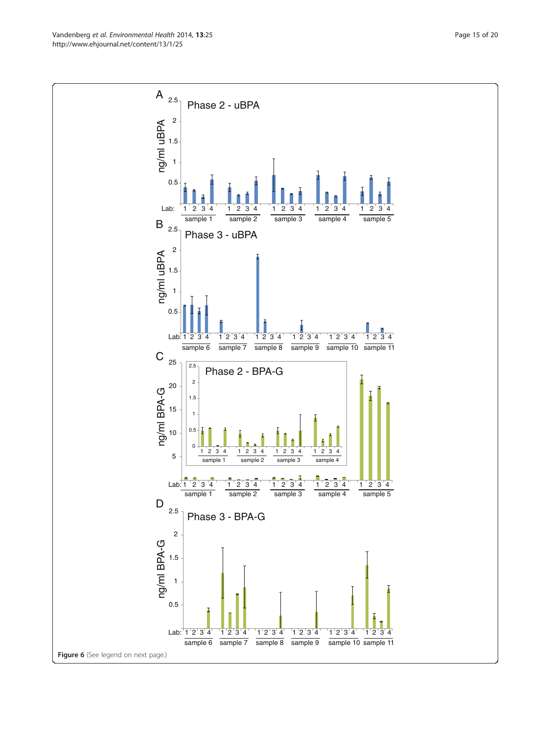**Figure 6** (See legend on next page.)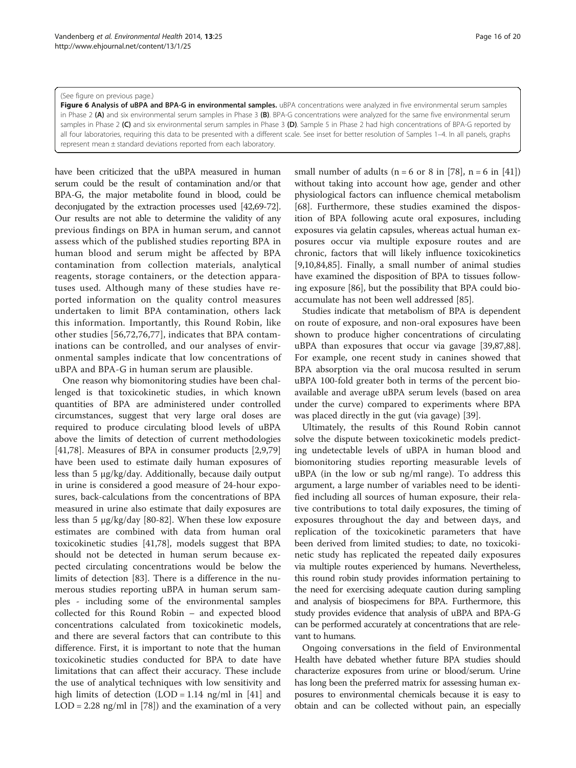(See figure on previous page.)

**Figure 6 Analysis of uBPA and BPA-G in environmental samples.** uBPA concentrations were analyzed in five environmental serum samples in Phase 2 **(A)** and six environmental serum samples in Phase 3 **(B)**. BPA-G concentrations were analyzed for the same five environmental serum samples in Phase 2 **(C)** and six environmental serum samples in Phase 3 **(D)**. Sample 5 in Phase 2 had high concentrations of BPA-G reported by all four laboratories, requiring this data to be presented with a different scale. See inset for better resolution of Samples 1–4. In all panels, graphs represent mean ± standard deviations reported from each laboratory.

have been criticized that the uBPA measured in human serum could be the result of contamination and/or that BPA-G, the major metabolite found in blood, could be deconjugated by the extraction processes used [42,69-72]. Our results are not able to determine the validity of any previous findings on BPA in human serum, and cannot assess which of the published studies reporting BPA in human blood and serum might be affected by BPA contamination from collection materials, analytical reagents, storage containers, or the detection apparatuses used. Although many of these studies have reported information on the quality control measures undertaken to limit BPA contamination, others lack this information. Importantly, this Round Robin, like other studies [56,72,76,77], indicates that BPA contaminations can be controlled, and our analyses of environmental samples indicate that low concentrations of uBPA and BPA-G in human serum are plausible.

One reason why biomonitoring studies have been challenged is that toxicokinetic studies, in which known quantities of BPA are administered under controlled circumstances, suggest that very large oral doses are required to produce circulating blood levels of uBPA above the limits of detection of current methodologies [41,78]. Measures of BPA in consumer products [2,9,79] have been used to estimate daily human exposures of less than 5 μg/kg/day. Additionally, because daily output in urine is considered a good measure of 24-hour exposures, back-calculations from the concentrations of BPA measured in urine also estimate that daily exposures are less than 5 μg/kg/day [80-82]. When these low exposure estimates are combined with data from human oral toxicokinetic studies [41,78], models suggest that BPA should not be detected in human serum because expected circulating concentrations would be below the limits of detection [83]. There is a difference in the numerous studies reporting uBPA in human serum samples - including some of the environmental samples collected for this Round Robin – and expected blood concentrations calculated from toxicokinetic models, and there are several factors that can contribute to this difference. First, it is important to note that the human toxicokinetic studies conducted for BPA to date have limitations that can affect their accuracy. These include the use of analytical techniques with low sensitivity and high limits of detection (LOD = 1.14 ng/ml in [41] and LOD = 2.28 ng/ml in [78]) and the examination of a very small number of adults (n = 6 or 8 in [78], n = 6 in [41]) without taking into account how age, gender and other physiological factors can influence chemical metabolism [68]. Furthermore, these studies examined the disposition of BPA following acute oral exposures, including exposures via gelatin capsules, whereas actual human exposures occur via multiple exposure routes and are chronic, factors that will likely influence toxicokinetics [9,10,84,85]. Finally, a small number of animal studies have examined the disposition of BPA to tissues following exposure [86], but the possibility that BPA could bioaccumulate has not been well addressed [85].

Studies indicate that metabolism of BPA is dependent on route of exposure, and non-oral exposures have been shown to produce higher concentrations of circulating uBPA than exposures that occur via gavage [39,87,88]. For example, one recent study in canines showed that BPA absorption via the oral mucosa resulted in serum uBPA 100-fold greater both in terms of the percent bioavailable and average uBPA serum levels (based on area under the curve) compared to experiments where BPA was placed directly in the gut (via gavage) [39].

Ultimately, the results of this Round Robin cannot solve the dispute between toxicokinetic models predicting undetectable levels of uBPA in human blood and biomonitoring studies reporting measurable levels of uBPA (in the low or sub ng/ml range). To address this argument, a large number of variables need to be identified including all sources of human exposure, their relative contributions to total daily exposures, the timing of exposures throughout the day and between days, and replication of the toxicokinetic parameters that have been derived from limited studies; to date, no toxicokinetic study has replicated the repeated daily exposures via multiple routes experienced by humans. Nevertheless, this round robin study provides information pertaining to the need for exercising adequate caution during sampling and analysis of biospecimens for BPA. Furthermore, this study provides evidence that analysis of uBPA and BPA-G can be performed accurately at concentrations that are relevant to humans.

Ongoing conversations in the field of Environmental Health have debated whether future BPA studies should characterize exposures from urine or blood/serum. Urine has long been the preferred matrix for assessing human exposures to environmental chemicals because it is easy to obtain and can be collected without pain, an especially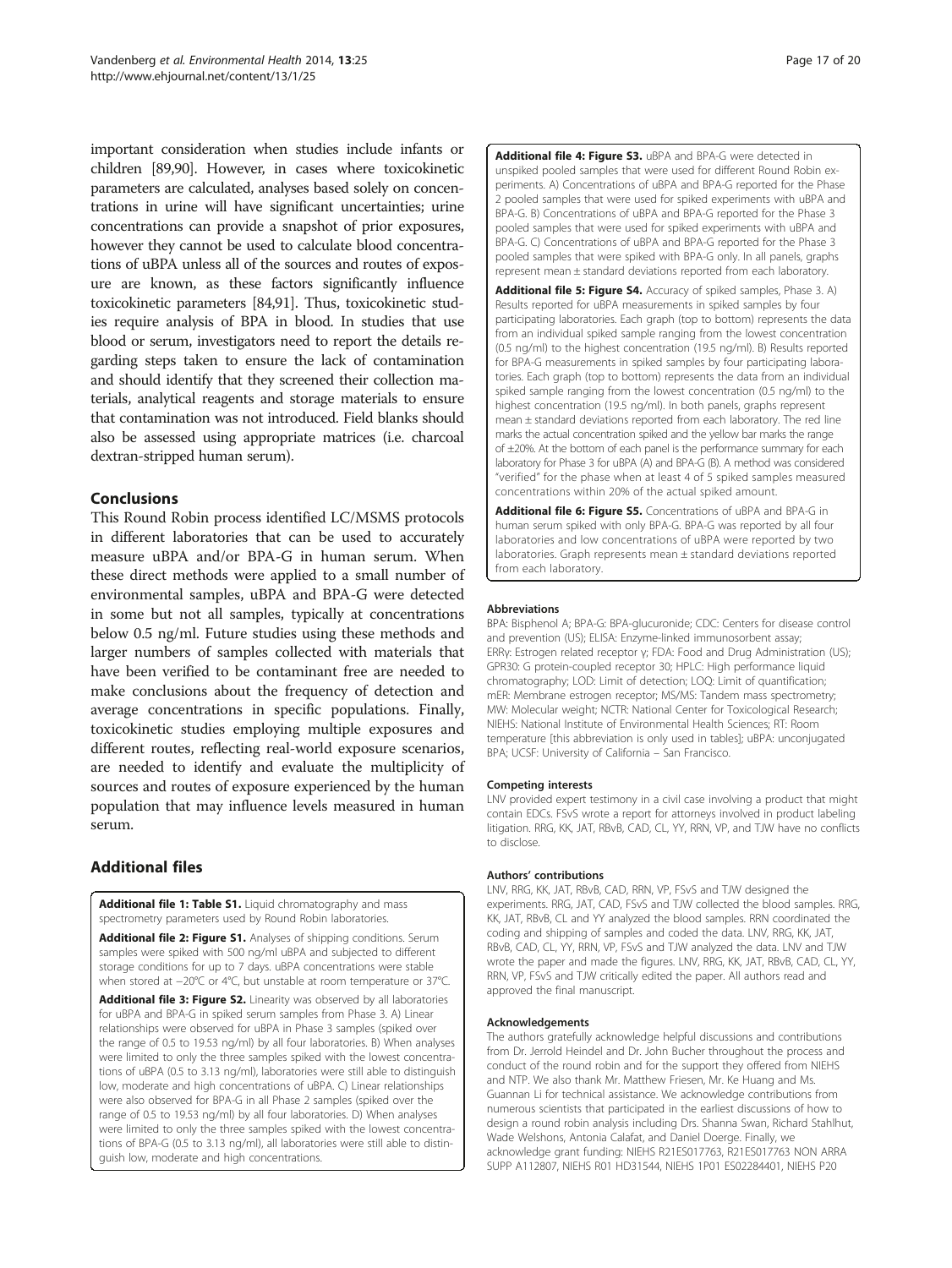important consideration when studies include infants or children [89,90]. However, in cases where toxicokinetic parameters are calculated, analyses based solely on concentrations in urine will have significant uncertainties; urine concentrations can provide a snapshot of prior exposures, however they cannot be used to calculate blood concentrations of uBPA unless all of the sources and routes of exposure are known, as these factors significantly influence toxicokinetic parameters [84,91]. Thus, toxicokinetic studies require analysis of BPA in blood. In studies that use blood or serum, investigators need to report the details regarding steps taken to ensure the lack of contamination and should identify that they screened their collection materials, analytical reagents and storage materials to ensure that contamination was not introduced. Field blanks should also be assessed using appropriate matrices (i.e. charcoal dextran-stripped human serum).

## Conclusions

This Round Robin process identified LC/MSMS protocols in different laboratories that can be used to accurately measure uBPA and/or BPA-G in human serum. When these direct methods were applied to a small number of environmental samples, uBPA and BPA-G were detected in some but not all samples, typically at concentrations below 0.5 ng/ml. Future studies using these methods and larger numbers of samples collected with materials that have been verified to be contaminant free are needed to make conclusions about the frequency of detection and average concentrations in specific populations. Finally, toxicokinetic studies employing multiple exposures and different routes, reflecting real-world exposure scenarios, are needed to identify and evaluate the multiplicity of sources and routes of exposure experienced by the human population that may influence levels measured in human serum.

## Additional files

**Additional file 1: Table S1.** Liquid chromatography and mass spectrometry parameters used by Round Robin laboratories.

**Additional file 2: Figure S1.** Analyses of shipping conditions. Serum samples were spiked with 500 ng/ml uBPA and subjected to different storage conditions for up to 7 days. uBPA concentrations were stable when stored at −20°C or 4°C, but unstable at room temperature or 37°C.

**Additional file 3: Figure S2.** Linearity was observed by all laboratories for uBPA and BPA-G in spiked serum samples from Phase 3. A) Linear relationships were observed for uBPA in Phase 3 samples (spiked over the range of 0.5 to 19.53 ng/ml) by all four laboratories. B) When analyses were limited to only the three samples spiked with the lowest concentrations of uBPA (0.5 to 3.13 ng/ml), laboratories were still able to distinguish low, moderate and high concentrations of uBPA. C) Linear relationships were also observed for BPA-G in all Phase 2 samples (spiked over the range of 0.5 to 19.53 ng/ml) by all four laboratories. D) When analyses were limited to only the three samples spiked with the lowest concentrations of BPA-G (0.5 to 3.13 ng/ml), all laboratories were still able to distinguish low, moderate and high concentrations.

**Additional file 4: Figure S3.** uBPA and BPA-G were detected in unspiked pooled samples that were used for different Round Robin experiments. A) Concentrations of uBPA and BPA-G reported for the Phase 2 pooled samples that were used for spiked experiments with uBPA and BPA-G. B) Concentrations of uBPA and BPA-G reported for the Phase 3 pooled samples that were used for spiked experiments with uBPA and BPA-G. C) Concentrations of uBPA and BPA-G reported for the Phase 3 pooled samples that were spiked with BPA-G only. In all panels, graphs represent mean ± standard deviations reported from each laboratory.

**Additional file 5: Figure S4.** Accuracy of spiked samples, Phase 3. A) Results reported for uBPA measurements in spiked samples by four participating laboratories. Each graph (top to bottom) represents the data from an individual spiked sample ranging from the lowest concentration (0.5 ng/ml) to the highest concentration (19.5 ng/ml). B) Results reported for BPA-G measurements in spiked samples by four participating laboratories. Each graph (top to bottom) represents the data from an individual spiked sample ranging from the lowest concentration (0.5 ng/ml) to the highest concentration (19.5 ng/ml). In both panels, graphs represent mean ± standard deviations reported from each laboratory. The red line marks the actual concentration spiked and the yellow bar marks the range of ±20%. At the bottom of each panel is the performance summary for each laboratory for Phase 3 for uBPA (A) and BPA-G (B). A method was considered "verified" for the phase when at least 4 of 5 spiked samples measured concentrations within 20% of the actual spiked amount.

**Additional file 6: Figure S5.** Concentrations of uBPA and BPA-G in human serum spiked with only BPA-G. BPA-G was reported by all four laboratories and low concentrations of uBPA were reported by two laboratories. Graph represents mean ± standard deviations reported from each laboratory.

#### Abbreviations

BPA: Bisphenol A; BPA-G: BPA-glucuronide; CDC: Centers for disease control and prevention (US); ELISA: Enzyme-linked immunosorbent assay; ERRγ: Estrogen related receptor γ; FDA: Food and Drug Administration (US); GPR30: G protein-coupled receptor 30; HPLC: High performance liquid chromatography; LOD: Limit of detection; LOQ: Limit of quantification; mER: Membrane estrogen receptor; MS/MS: Tandem mass spectrometry; MW: Molecular weight; NCTR: National Center for Toxicological Research; NIEHS: National Institute of Environmental Health Sciences; RT: Room temperature [this abbreviation is only used in tables]; uBPA: unconjugated BPA; UCSF: University of California – San Francisco.

#### Competing interests

LNV provided expert testimony in a civil case involving a product that might contain EDCs. FSvS wrote a report for attorneys involved in product labeling litigation. RRG, KK, JAT, RBvB, CAD, CL, YY, RRN, VP, and TJW have no conflicts to disclose.

#### Authors' contributions

LNV, RRG, KK, JAT, RBvB, CAD, RRN, VP, FSvS and TJW designed the experiments. RRG, JAT, CAD, FSvS and TJW collected the blood samples. RRG, KK, JAT, RBvB, CL and YY analyzed the blood samples. RRN coordinated the coding and shipping of samples and coded the data. LNV, RRG, KK, JAT, RBvB, CAD, CL, YY, RRN, VP, FSvS and TJW analyzed the data. LNV and TJW wrote the paper and made the figures. LNV, RRG, KK, JAT, RBvB, CAD, CL, YY, RRN, VP, FSvS and TJW critically edited the paper. All authors read and approved the final manuscript.

#### Acknowledgements

The authors gratefully acknowledge helpful discussions and contributions from Dr. Jerrold Heindel and Dr. John Bucher throughout the process and conduct of the round robin and for the support they offered from NIEHS and NTP. We also thank Mr. Matthew Friesen, Mr. Ke Huang and Ms. Guannan Li for technical assistance. We acknowledge contributions from numerous scientists that participated in the earliest discussions of how to design a round robin analysis including Drs. Shanna Swan, Richard Stahlhut, Wade Welshons, Antonia Calafat, and Daniel Doerge. Finally, we acknowledge grant funding: NIEHS R21ES017763, R21ES017763 NON ARRA SUPP A112807, NIEHS R01 HD31544, NIEHS 1P01 ES02284401, NIEHS P20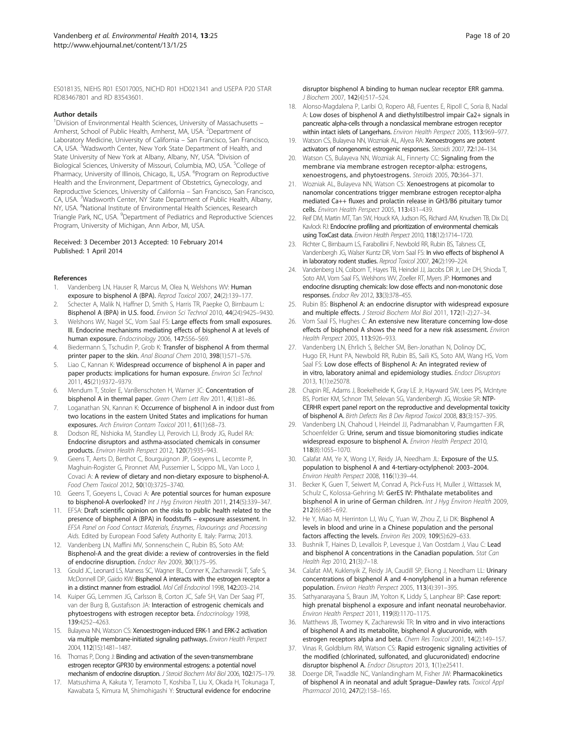ES018135, NIEHS R01 ES017005, NICHD R01 HD021341 and USEPA P20 STAR RD83467801 and RD 83543601.

#### Author details

[1]Division of Environmental Health Sciences, University of Massachusetts – Amherst, School of Public Health, Amherst, MA, USA. [2]Department of Laboratory Medicine, University of California – San Francisco, San Francisco, CA, USA. [3]Wadsworth Center, New York State Department of Health, and State University of New York at Albany, Albany, NY, USA. [4]Division of Biological Sciences, University of Missouri, Columbia, MO, USA. [5]College of Pharmacy, University of Illinois, Chicago, IL, USA. [6]Program on Reproductive Health and the Environment, Department of Obstetrics, Gynecology, and Reproductive Sciences, University of California – San Francisco, San Francisco, CA, USA. [7]Wadsworth Center, NY State Department of Public Health, Albany, NY, USA. [8]National Institute of Environmental Health Sciences, Research Triangle Park, NC, USA. [9]Department of Pediatrics and Reproductive Sciences Program, University of Michigan, Ann Arbor, MI, USA.

Received: 3 December 2013 Accepted: 10 February 2014
Published: 1 April 2014

#### References

1. Vandenberg LN, Hauser R, Marcus M, Olea N, Welshons WV: **Human exposure to bisphenol A (BPA).** *Reprod Toxicol* 2007, **24**(2):139–177.
2. Schecter A, Malik N, Haffner D, Smith S, Harris TR, Paepke O, Birnbaum L: **Bisphenol A (BPA) in U.S. food.** *Environ Sci Technol* 2010, **44**(24):9425–9430.
3. Welshons WV, Nagel SC, Vom Saal FS: **Large effects from small exposures. III. Endocrine mechanisms mediating effects of bisphenol A at levels of human exposure.** *Endocrinology* 2006, **147**:S56–S69.
4. Biedermann S, Tschudin P, Grob K: **Transfer of bisphenol A from thermal printer paper to the skin.** *Anal Bioanal Chem* 2010, **398**(1):571–576.
5. Liao C, Kannan K: **Widespread occurrence of bisphenol A in paper and paper products: implications for human exposure.** *Environ Sci Technol* 2011, **45**(21):9372–9379.
6. Mendum T, Stoler E, VanBenschoten H, Warner JC: **Concentration of bisphenol A in thermal paper.** *Green Chem Lett Rev* 2011, **4**(1):81–86.
7. Loganathan SN, Kannan K: **Occurrence of bisphenol A in indoor dust from two locations in the eastern United States and implications for human exposures.** *Arch Environ Contam Toxicol* 2011, **61**(1):68–73.
8. Dodson RE, Nishioka M, Standley LJ, Perovich LJ, Brody JG, Rudel RA: **Endocrine disruptors and asthma-associated chemicals in consumer products.** *Environ Health Perspect* 2012, **120**(7):935–943.
9. Geens T, Aerts D, Berthot C, Bourguignon JP, Goeyens L, Lecomte P, Maghuin-Rogister G, Pironnet AM, Pussemier L, Scippo ML, Van Loco J, Covaci A: **A review of dietary and non-dietary exposure to bisphenol-A.** *Food Chem Toxicol* 2012, **50**(10):3725–3740.
10. Geens T, Goeyens L, Covaci A: **Are potential sources for human exposure to bisphenol-A overlooked?** *Int J Hyg Environ Health* 2011, **214**(5):339–347.
11. EFSA: **Draft scientific opinion on the risks to public health related to the presence of bisphenol A (BPA) in foodstuffs – exposure assessment.** In *EFSA Panel on Food Contact Materials, Enzymes, Flavourings and Processing Aids.* Edited by European Food Safety Authority E. Italy: Parma; 2013.
12. Vandenberg LN, Maffini MV, Sonnenschein C, Rubin BS, Soto AM: **Bisphenol-A and the great divide: a review of controversies in the field of endocrine disruption.** *Endocr Rev* 2009, **30**(1):75–95.
13. Gould JC, Leonard LS, Maness SC, Wagner BL, Conner K, Zacharewski T, Safe S, McDonnell DP, Gaido KW: **Bisphenol A interacts with the estrogen receptor a in a distinct manner from estradiol.** *Mol Cell Endocrinol* 1998, **142**:203–214.
14. Kuiper GG, Lemmen JG, Carlsson B, Corton JC, Safe SH, Van Der Saag PT, van der Burg B, Gustafsson JA: **Interaction of estrogenic chemicals and phytoestrogens with estrogen receptor beta.** *Endocrinology* 1998, **139**:4252–4263.
15. Bulayeva NN, Watson CS: **Xenoestrogen-induced ERK-1 and ERK-2 activation via multiple membrane-initiated signaling pathways.** *Environ Health Perspect* 2004, **112**(15):1481–1487.
16. Thomas P, Dong J: **Binding and activation of the seven-transmembrane estrogen receptor GPR30 by environmental estrogens: a potential novel mechanism of endocrine disruption.** *J Steroid Biochem Mol Biol* 2006, **102**:175–179.
17. Matsushima A, Kakuta Y, Teramoto T, Koshiba T, Liu X, Okada H, Tokunaga T, Kawabata S, Kimura M, Shimohigashi Y: **Structural evidence for endocrine disruptor bisphenol A binding to human nuclear receptor ERR gamma.** *J Biochem* 2007, **142**(4):517–524.
18. Alonso-Magdalena P, Laribi O, Ropero AB, Fuentes E, Ripoll C, Soria B, Nadal A: **Low doses of bisphenol A and diethylstilbestrol impair Ca2+ signals in pancreatic alpha-cells through a nonclassical membrane estrogen receptor within intact islets of Langerhans.** *Environ Health Perspect* 2005, **113**:969–977.
19. Watson CS, Bulayeva NN, Wozniak AL, Alyea RA: **Xenoestrogens are potent activators of nongenomic estrogenic responses.** *Steroids* 2007, **72**:124–134.
20. Watson CS, Bulayeva NN, Wozniak AL, Finnerty CC: **Signaling from the membrane via membrane estrogen receptor-alpha: estrogens, xenoestrogens, and phytoestrogens.** *Steroids* 2005, **70**:364–371.
21. Wozniak AL, Bulayeva NN, Watson CS: **Xenoestrogens at picomolar to nanomolar concentrations trigger membrane estrogen receptor-alpha mediated Ca++ fluxes and prolactin release in GH3/B6 pituitary tumor cells.** *Environ Health Perspect* 2005, **113**:431–439.
22. Reif DM, Martin MT, Tan SW, Houck KA, Judson RS, Richard AM, Knudsen TB, Dix DJ, Kavlock RJ: **Endocrine profiling and prioritization of environmental chemicals using ToxCast data.** *Environ Health Perspect* 2010, **118**(12):1714–1720.
23. Richter C, Birnbaum LS, Farabollini F, Newbold RR, Rubin BS, Talsness CE, Vandenbergh JG, Walser Kuntz DR, Vom Saal FS: **In vivo effects of bisphenol A in laboratory rodent studies.** *Reprod Toxicol* 2007, **24**(2):199–224.
24. Vandenberg LN, Colborn T, Hayes TB, Heindel JJ, Jacobs DR Jr, Lee DH, Shioda T, Soto AM, Vom Saal FS, Welshons WV, Zoeller RT, Myers JP: **Hormones and endocrine disrupting chemicals: low dose effects and non-monotonic dose responses.** *Endocr Rev* 2012, **33**(3):378–455.
25. Rubin BS: **Bisphenol A: an endocrine disruptor with widespread exposure and multiple effects.** *J Steroid Biochem Mol Biol* 2011, **172**(1-2):27–34.
26. Vom Saal FS, Hughes C: **An extensive new literature concerning low-dose effects of bisphenol A shows the need for a new risk assessment.** *Environ Health Perspect* 2005, **113**:926–933.
27. Vandenberg LN, Ehrlich S, Belcher SM, Ben-Jonathan N, Dolinoy DC, Hugo ER, Hunt PA, Newbold RR, Rubin BS, Saili KS, Soto AM, Wang HS, Vom Saal FS: **Low dose effects of Bisphenol A: An integrated review of in vitro, laboratory animal and epidemiology studies.** *Endocr Disruptors* 2013, **1**(1):e25078.
28. Chapin RE, Adams J, Boekelheide K, Gray LE Jr, Hayward SW, Lees PS, McIntyre BS, Portier KM, Schnorr TM, Selevan SG, Vandenbergh JG, Woskie SR: **NTP-CERHR expert panel report on the reproductive and developmental toxicity of bisphenol A.** *Birth Defects Res B Dev Reprod Toxicol* 2008, **83**(3):157–395.
29. Vandenberg LN, Chahoud I, Heindel JJ, Padmanabhan V, Paumgartten FJR, Schoenfelder G: **Urine, serum and tissue biomonitoring studies indicate widespread exposure to bisphenol A.** *Environ Health Perspect* 2010, **118**(8):1055–1070.
30. Calafat AM, Ye X, Wong LY, Reidy JA, Needham JL: **Exposure of the U.S. population to bisphenol A and 4-tertiary-octylphenol: 2003–2004.** *Environ Health Perspect* 2008, **116**(1):39–44.
31. Becker K, Guen T, Seiwert M, Conrad A, Pick-Fuss H, Muller J, Wittassek M, Schulz C, Kolossa-Gehring M: **GerES IV: Phthalate metabolites and bisphenol A in urine of German children.** *Int J Hyg Environ Health* 2009, **212**(6):685–692.
32. He Y, Miao M, Herrinton LJ, Wu C, Yuan W, Zhou Z, Li DK: **Bisphenol A levels in blood and urine in a Chinese population and the personal factors affecting the levels.** *Environ Res* 2009, **109**(5):629–633.
33. Bushnik T, Haines D, Levallois P, Levesque J, Van Oostdam J, Viau C: **Lead and bisphenol A concentrations in the Canadian population.** *Stat Can Health Rep* 2010, **21**(3):7–18.
34. Calafat AM, Kuklenyik Z, Reidy JA, Caudill SP, Ekong J, Needham LL: **Urinary concentrations of bisphenol A and 4-nonylphenol in a human reference population.** *Environ Health Perspect* 2005, **113**(4):391–395.
35. Sathyanarayana S, Braun JM, Yolton K, Liddy S, Lanphear BP: **Case report: high prenatal bisphenol a exposure and infant neonatal neurobehavior.** *Environ Health Perspect* 2011, **119**(8):1170–1175.
36. Matthews JB, Twomey K, Zacharewski TR: **In vitro and in vivo interactions of bisphenol A and its metabolite, bisphenol A glucuronide, with estrogen receptors alpha and beta.** *Chem Res Toxicol* 2001, **14**(2):149–157.
37. Vinas R, Goldblum RM, Watson CS: **Rapid estrogenic signaling activities of the modified (chlorinated, sulfonated, and glucuronidated) endocrine disruptor bisphenol A.** *Endocr Disruptors* 2013, **1**(1):e25411.
38. Doerge DR, Twaddle NC, Vanlandingham M, Fisher JW: **Pharmacokinetics of bisphenol A in neonatal and adult Sprague–Dawley rats.** *Toxicol Appl Pharmacol* 2010, **247**(2):158–165.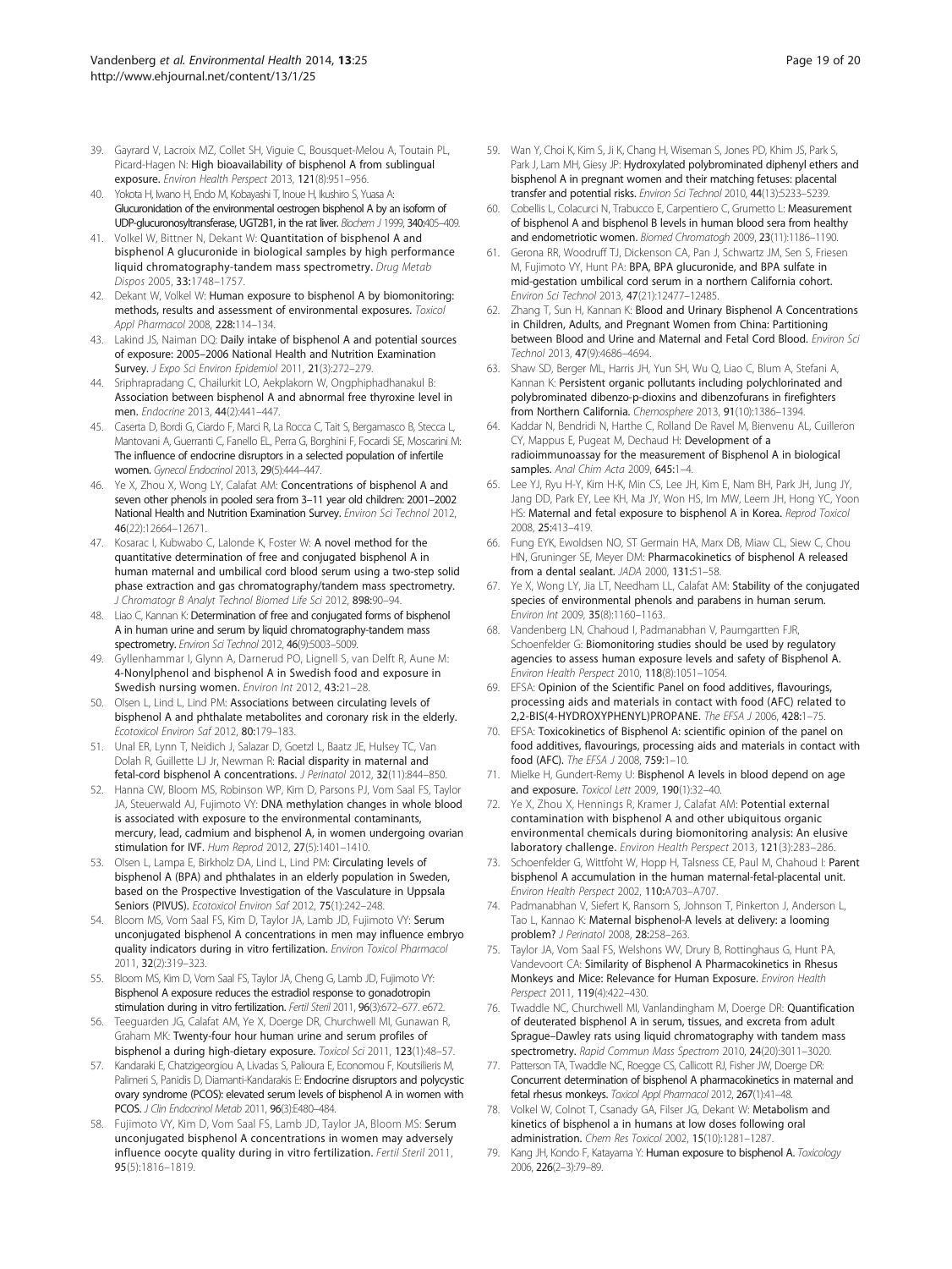39. Gayrard V, Lacroix MZ, Collet SH, Viguie C, Bousquet-Melou A, Toutain PL, Picard-Hagen N: **High bioavailability of bisphenol A from sublingual exposure.** *Environ Health Perspect* 2013, **121**(8):951–956.
40. Yokota H, Iwano H, Endo M, Kobayashi T, Inoue H, Ikushiro S, Yuasa A: **Glucuronidation of the environmental oestrogen bisphenol A by an isoform of UDP-glucuronosyltransferase, UGT2B1, in the rat liver.** *Biochem J* 1999, **340:**405–409.
41. Volkel W, Bittner N, Dekant W: **Quantitation of bisphenol A and bisphenol A glucuronide in biological samples by high performance liquid chromatography-tandem mass spectrometry.** *Drug Metab Dispos* 2005, **33:**1748–1757.
42. Dekant W, Volkel W: **Human exposure to bisphenol A by biomonitoring: methods, results and assessment of environmental exposures.** *Toxicol Appl Pharmacol* 2008, **228:**114–134.
43. Lakind JS, Naiman DQ: **Daily intake of bisphenol A and potential sources of exposure: 2005–2006 National Health and Nutrition Examination Survey.** *J Expo Sci Environ Epidemiol* 2011, **21**(3):272–279.
44. Sriphrapradang C, Chailurkit LO, Aekplakorn W, Ongphiphadhanakul B: **Association between bisphenol A and abnormal free thyroxine level in men.** *Endocrine* 2013, **44**(2):441–447.
45. Caserta D, Bordi G, Ciardo F, Marci R, La Rocca C, Tait S, Bergamasco B, Stecca L, Mantovani A, Guerranti C, Fanello EL, Perra G, Borghini F, Focardi SE, Moscarini M: **The influence of endocrine disruptors in a selected population of infertile women.** *Gynecol Endocrinol* 2013, **29**(5):444–447.
46. Ye X, Zhou X, Wong LY, Calafat AM: **Concentrations of bisphenol A and seven other phenols in pooled sera from 3–11 year old children: 2001–2002 National Health and Nutrition Examination Survey.** *Environ Sci Technol* 2012, **46**(22):12664–12671.
47. Kosarac I, Kubwabo C, Lalonde K, Foster W: **A novel method for the quantitative determination of free and conjugated bisphenol A in human maternal and umbilical cord blood serum using a two-step solid phase extraction and gas chromatography/tandem mass spectrometry.** *J Chromatogr B Analyt Technol Biomed Life Sci* 2012, **898:**90–94.
48. Liao C, Kannan K: **Determination of free and conjugated forms of bisphenol A in human urine and serum by liquid chromatography-tandem mass spectrometry.** *Environ Sci Technol* 2012, **46**(9):5003–5009.
49. Gyllenhammar I, Glynn A, Darnerud PO, Lignell S, van Delft R, Aune M: **4-Nonylphenol and bisphenol A in Swedish food and exposure in Swedish nursing women.** *Environ Int* 2012, **43:**21–28.
50. Olsen L, Lind L, Lind PM: **Associations between circulating levels of bisphenol A and phthalate metabolites and coronary risk in the elderly.** *Ecotoxicol Environ Saf* 2012, **80:**179–183.
51. Unal ER, Lynn T, Neidich J, Salazar D, Goetzl L, Baatz JE, Hulsey TC, Van Dolah R, Guillette LJ Jr, Newman R: **Racial disparity in maternal and fetal-cord bisphenol A concentrations.** *J Perinatol* 2012, **32**(11):844–850.
52. Hanna CW, Bloom MS, Robinson WP, Kim D, Parsons PJ, Vom Saal FS, Taylor JA, Steuerwald AJ, Fujimoto VY: **DNA methylation changes in whole blood is associated with exposure to the environmental contaminants, mercury, lead, cadmium and bisphenol A, in women undergoing ovarian stimulation for IVF.** *Hum Reprod* 2012, **27**(5):1401–1410.
53. Olsen L, Lampa E, Birkholz DA, Lind L, Lind PM: **Circulating levels of bisphenol A (BPA) and phthalates in an elderly population in Sweden, based on the Prospective Investigation of the Vasculature in Uppsala Seniors (PIVUS).** *Ecotoxicol Environ Saf* 2012, **75**(1):242–248.
54. Bloom MS, Vom Saal FS, Kim D, Taylor JA, Lamb JD, Fujimoto VY: **Serum unconjugated bisphenol A concentrations in men may influence embryo quality indicators during in vitro fertilization.** *Environ Toxicol Pharmacol* 2011, **32**(2):319–323.
55. Bloom MS, Kim D, Vom Saal FS, Taylor JA, Cheng G, Lamb JD, Fujimoto VY: **Bisphenol A exposure reduces the estradiol response to gonadotropin stimulation during in vitro fertilization.** *Fertil Steril* 2011, **96**(3):672–677. e672.
56. Teeguarden JG, Calafat AM, Ye X, Doerge DR, Churchwell MI, Gunawan R, Graham MK: **Twenty-four hour human urine and serum profiles of bisphenol a during high-dietary exposure.** *Toxicol Sci* 2011, **123**(1):48–57.
57. Kandaraki E, Chatzigeorgiou A, Livadas S, Palioura E, Economou F, Koutsilieris M, Palimeri S, Panidis D, Diamanti-Kandarakis E: **Endocrine disruptors and polycystic ovary syndrome (PCOS): elevated serum levels of bisphenol A in women with PCOS.** *J Clin Endocrinol Metab* 2011, **96**(3):E480–484.
58. Fujimoto VY, Kim D, Vom Saal FS, Lamb JD, Taylor JA, Bloom MS: **Serum unconjugated bisphenol A concentrations in women may adversely influence oocyte quality during in vitro fertilization.** *Fertil Steril* 2011, **95**(5):1816–1819.
59. Wan Y, Choi K, Kim S, Ji K, Chang H, Wiseman S, Jones PD, Khim JS, Park S, Park J, Lam MH, Giesy JP: **Hydroxylated polybrominated diphenyl ethers and bisphenol A in pregnant women and their matching fetuses: placental transfer and potential risks.** *Environ Sci Technol* 2010, **44**(13):5233–5239.
60. Cobellis L, Colacurci N, Trabucco E, Carpentiero C, Grumetto L: **Measurement of bisphenol A and bisphenol B levels in human blood sera from healthy and endometriotic women.** *Biomed Chromatogh* 2009, **23**(11):1186–1190.
61. Gerona RR, Woodruff TJ, Dickenson CA, Pan J, Schwartz JM, Sen S, Friesen M, Fujimoto VY, Hunt PA: **BPA, BPA glucuronide, and BPA sulfate in mid-gestation umbilical cord serum in a northern California cohort.** *Environ Sci Technol* 2013, **47**(21):12477–12485.
62. Zhang T, Sun H, Kannan K: **Blood and Urinary Bisphenol A Concentrations in Children, Adults, and Pregnant Women from China: Partitioning between Blood and Urine and Maternal and Fetal Cord Blood.** *Environ Sci Technol* 2013, **47**(9):4686–4694.
63. Shaw SD, Berger ML, Harris JH, Yun SH, Wu Q, Liao C, Blum A, Stefani A, Kannan K: **Persistent organic pollutants including polychlorinated and polybrominated dibenzo-p-dioxins and dibenzofurans in firefighters from Northern California.** *Chemosphere* 2013, **91**(10):1386–1394.
64. Kaddar N, Bendridi N, Harthe C, Rolland De Ravel M, Bienvenu AL, Cuilleron CY, Mappus E, Pugeat M, Dechaud H: **Development of a radioimmunoassay for the measurement of Bisphenol A in biological samples.** *Anal Chim Acta* 2009, **645:**1–4.
65. Lee YJ, Ryu H-Y, Kim H-K, Min CS, Lee JH, Kim E, Nam BH, Park JH, Jung JY, Jang DD, Park EY, Lee KH, Ma JY, Won HS, Im MW, Leem JH, Hong YC, Yoon HS: **Maternal and fetal exposure to bisphenol A in Korea.** *Reprod Toxicol* 2008, **25:**413–419.
66. Fung EYK, Ewoldsen NO, ST Germain HA, Marx DB, Miaw CL, Siew C, Chou HN, Gruninger SE, Meyer DM: **Pharmacokinetics of bisphenol A released from a dental sealant.** *JADA* 2000, **131:**51–58.
67. Ye X, Wong LY, Jia LT, Needham LL, Calafat AM: **Stability of the conjugated species of environmental phenols and parabens in human serum.** *Environ Int* 2009, **35**(8):1160–1163.
68. Vandenberg LN, Chahoud I, Padmanabhan V, Paumgartten FJR, Schoenfelder G: **Biomonitoring studies should be used by regulatory agencies to assess human exposure levels and safety of Bisphenol A.** *Environ Health Perspect* 2010, **118**(8):1051–1054.
69. EFSA: **Opinion of the Scientific Panel on food additives, flavourings, processing aids and materials in contact with food (AFC) related to 2,2-BIS(4-HYDROXYPHENYL)PROPANE.** *The EFSA J* 2006, **428:**1–75.
70. EFSA: **Toxicokinetics of Bisphenol A: scientific opinion of the panel on food additives, flavourings, processing aids and materials in contact with food (AFC).** *The EFSA J* 2008, **759:**1–10.
71. Mielke H, Gundert-Remy U: **Bisphenol A levels in blood depend on age and exposure.** *Toxicol Lett* 2009, **190**(1):32–40.
72. Ye X, Zhou X, Hennings R, Kramer J, Calafat AM: **Potential external contamination with bisphenol A and other ubiquitous organic environmental chemicals during biomonitoring analysis: An elusive laboratory challenge.** *Environ Health Perspect* 2013, **121**(3):283–286.
73. Schoenfelder G, Wittfoht W, Hopp H, Talsness CE, Paul M, Chahoud I: **Parent bisphenol A accumulation in the human maternal-fetal-placental unit.** *Environ Health Perspect* 2002, **110:**A703–A707.
74. Padmanabhan V, Siefert K, Ransom S, Johnson T, Pinkerton J, Anderson L, Tao L, Kannao K: **Maternal bisphenol-A levels at delivery: a looming problem?** *J Perinatol* 2008, **28:**258–263.
75. Taylor JA, Vom Saal FS, Welshons WV, Drury B, Rottinghaus G, Hunt PA, Vandevoort CA: **Similarity of Bisphenol A Pharmacokinetics in Rhesus Monkeys and Mice: Relevance for Human Exposure.** *Environ Health Perspect* 2011, **119**(4):422–430.
76. Twaddle NC, Churchwell MI, Vanlandingham M, Doerge DR: **Quantification of deuterated bisphenol A in serum, tissues, and excreta from adult Sprague–Dawley rats using liquid chromatography with tandem mass spectrometry.** *Rapid Commun Mass Spectrom* 2010, **24**(20):3011–3020.
77. Patterson TA, Twaddle NC, Roegge CS, Callicott RJ, Fisher JW, Doerge DR: **Concurrent determination of bisphenol A pharmacokinetics in maternal and fetal rhesus monkeys.** *Toxicol Appl Pharmacol* 2012, **267**(1):41–48.
78. Volkel W, Colnot T, Csanady GA, Filser JG, Dekant W: **Metabolism and kinetics of bisphenol a in humans at low doses following oral administration.** *Chem Res Toxicol* 2002, **15**(10):1281–1287.
79. Kang JH, Kondo F, Katayama Y: **Human exposure to bisphenol A.** *Toxicology* 2006, **226**(2–3):79–89.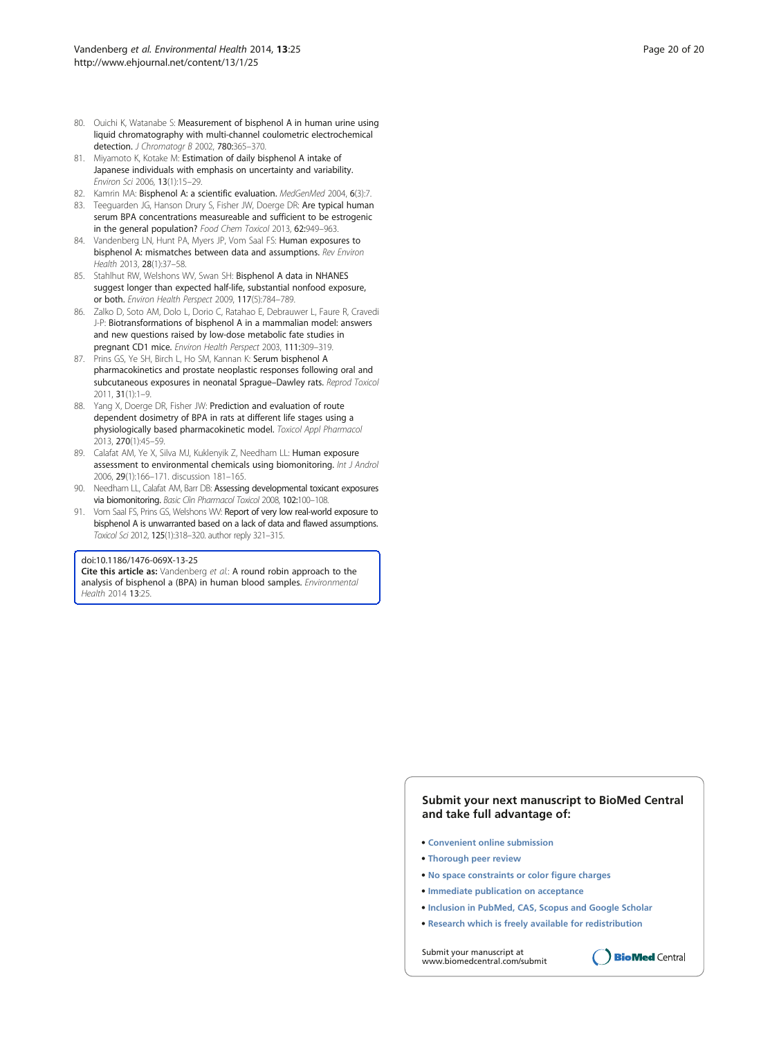80. Ouichi K, Watanabe S: **Measurement of bisphenol A in human urine using liquid chromatography with multi-channel coulometric electrochemical detection.** *J Chromatogr B* 2002, **780:**365–370.
81. Miyamoto K, Kotake M: **Estimation of daily bisphenol A intake of Japanese individuals with emphasis on uncertainty and variability.** *Environ Sci* 2006, **13**(1):15–29.
82. Kamrin MA: **Bisphenol A: a scientific evaluation.** *MedGenMed* 2004, **6**(3):7.
83. Teeguarden JG, Hanson Drury S, Fisher JW, Doerge DR: **Are typical human serum BPA concentrations measureable and sufficient to be estrogenic in the general population?** *Food Chem Toxicol* 2013, **62:**949–963.
84. Vandenberg LN, Hunt PA, Myers JP, Vom Saal FS: **Human exposures to bisphenol A: mismatches between data and assumptions.** *Rev Environ Health* 2013, **28**(1):37–58.
85. Stahlhut RW, Welshons WV, Swan SH: **Bisphenol A data in NHANES suggest longer than expected half-life, substantial nonfood exposure, or both.** *Environ Health Perspect* 2009, **117**(5):784–789.
86. Zalko D, Soto AM, Dolo L, Dorio C, Ratahao E, Debrauwer L, Faure R, Cravedi J-P: **Biotransformations of bisphenol A in a mammalian model: answers and new questions raised by low-dose metabolic fate studies in pregnant CD1 mice.** *Environ Health Perspect* 2003, **111:**309–319.
87. Prins GS, Ye SH, Birch L, Ho SM, Kannan K: **Serum bisphenol A pharmacokinetics and prostate neoplastic responses following oral and subcutaneous exposures in neonatal Sprague–Dawley rats.** *Reprod Toxicol* 2011, **31**(1):1–9.
88. Yang X, Doerge DR, Fisher JW: **Prediction and evaluation of route dependent dosimetry of BPA in rats at different life stages using a physiologically based pharmacokinetic model.** *Toxicol Appl Pharmacol* 2013, **270**(1):45–59.
89. Calafat AM, Ye X, Silva MJ, Kuklenyik Z, Needham LL: **Human exposure assessment to environmental chemicals using biomonitoring.** *Int J Androl* 2006, **29**(1):166–171. discussion 181–165.
90. Needham LL, Calafat AM, Barr DB: **Assessing developmental toxicant exposures via biomonitoring.** *Basic Clin Pharmacol Toxicol* 2008, **102:**100–108.
91. Vom Saal FS, Prins GS, Welshons WV: **Report of very low real-world exposure to bisphenol A is unwarranted based on a lack of data and flawed assumptions.** *Toxicol Sci* 2012, **125**(1):318–320. author reply 321–315.

doi:10.1186/1476-069X-13-25

**Cite this article as:** Vandenberg *et al.*: A round robin approach to the analysis of bisphenol a (BPA) in human blood samples. *Environmental Health* 2014 **13**:25.

**Submit your next manuscript to BioMed Central and take full advantage of:**

- **Convenient online submission**
- **Thorough peer review**
- **No space constraints or color figure charges**
- **Immediate publication on acceptance**
- **Inclusion in PubMed, CAS, Scopus and Google Scholar**
- **Research which is freely available for redistribution**

Submit your manuscript at
www.biomedcentral.com/submit

BioMed Central